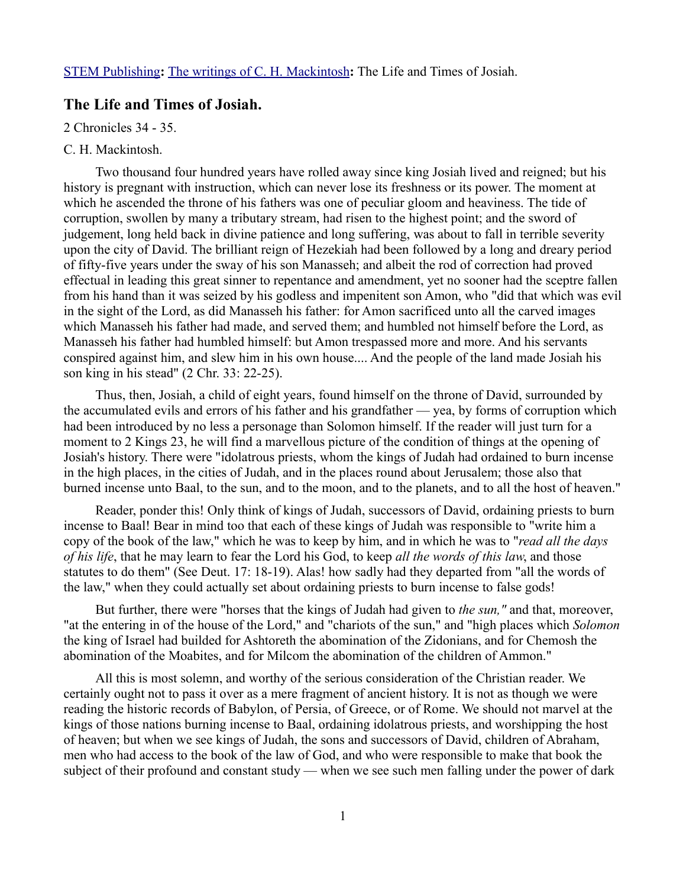STEM Publishing**:** The writings of C. H. Mackintosh**:** The Life and Times of Josiah.

## The Life and Times of Josiah.

2 Chronicles 34 - 35.

C. H. Mackintosh.

Two thousand four hundred years have rolled away since king Josiah lived and reigned; but his history is pregnant with instruction, which can never lose its freshness or its power. The moment at which he ascended the throne of his fathers was one of peculiar gloom and heaviness. The tide of corruption, swollen by many a tributary stream, had risen to the highest point; and the sword of judgement, long held back in divine patience and long suffering, was about to fall in terrible severity upon the city of David. The brilliant reign of Hezekiah had been followed by a long and dreary period of fifty-five years under the sway of his son Manasseh; and albeit the rod of correction had proved effectual in leading this great sinner to repentance and amendment, yet no sooner had the sceptre fallen from his hand than it was seized by his godless and impenitent son Amon, who "did that which was evil in the sight of the Lord, as did Manasseh his father: for Amon sacrificed unto all the carved images which Manasseh his father had made, and served them; and humbled not himself before the Lord, as Manasseh his father had humbled himself: but Amon trespassed more and more. And his servants conspired against him, and slew him in his own house.... And the people of the land made Josiah his son king in his stead" (2 Chr. 33: 22-25).

Thus, then, Josiah, a child of eight years, found himself on the throne of David, surrounded by the accumulated evils and errors of his father and his grandfather — yea, by forms of corruption which had been introduced by no less a personage than Solomon himself. If the reader will just turn for a moment to 2 Kings 23, he will find a marvellous picture of the condition of things at the opening of Josiah's history. There were "idolatrous priests, whom the kings of Judah had ordained to burn incense in the high places, in the cities of Judah, and in the places round about Jerusalem; those also that burned incense unto Baal, to the sun, and to the moon, and to the planets, and to all the host of heaven."

Reader, ponder this! Only think of kings of Judah, successors of David, ordaining priests to burn incense to Baal! Bear in mind too that each of these kings of Judah was responsible to "write him a copy of the book of the law," which he was to keep by him, and in which he was to "*read all the days of his life*, that he may learn to fear the Lord his God, to keep *all the words of this law*, and those statutes to do them" (See Deut. 17: 18-19). Alas! how sadly had they departed from "all the words of the law," when they could actually set about ordaining priests to burn incense to false gods!

But further, there were "horses that the kings of Judah had given to *the sun,"* and that, moreover, "at the entering in of the house of the Lord," and "chariots of the sun," and "high places which *Solomon* the king of Israel had builded for Ashtoreth the abomination of the Zidonians, and for Chemosh the abomination of the Moabites, and for Milcom the abomination of the children of Ammon."

All this is most solemn, and worthy of the serious consideration of the Christian reader. We certainly ought not to pass it over as a mere fragment of ancient history. It is not as though we were reading the historic records of Babylon, of Persia, of Greece, or of Rome. We should not marvel at the kings of those nations burning incense to Baal, ordaining idolatrous priests, and worshipping the host of heaven; but when we see kings of Judah, the sons and successors of David, children of Abraham, men who had access to the book of the law of God, and who were responsible to make that book the subject of their profound and constant study — when we see such men falling under the power of dark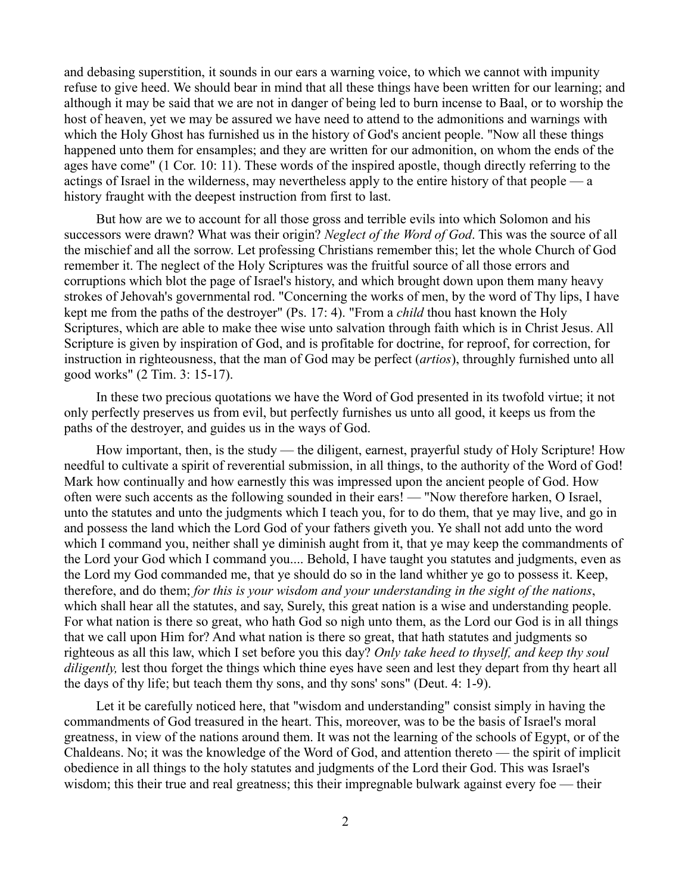and debasing superstition, it sounds in our ears a warning voice, to which we cannot with impunity refuse to give heed. We should bear in mind that all these things have been written for our learning; and although it may be said that we are not in danger of being led to burn incense to Baal, or to worship the host of heaven, yet we may be assured we have need to attend to the admonitions and warnings with which the Holy Ghost has furnished us in the history of God's ancient people. "Now all these things happened unto them for ensamples; and they are written for our admonition, on whom the ends of the ages have come" (1 Cor. 10: 11). These words of the inspired apostle, though directly referring to the actings of Israel in the wilderness, may nevertheless apply to the entire history of that people — a history fraught with the deepest instruction from first to last.

But how are we to account for all those gross and terrible evils into which Solomon and his successors were drawn? What was their origin? *Neglect of the Word of God*. This was the source of all the mischief and all the sorrow. Let professing Christians remember this; let the whole Church of God remember it. The neglect of the Holy Scriptures was the fruitful source of all those errors and corruptions which blot the page of Israel's history, and which brought down upon them many heavy strokes of Jehovah's governmental rod. "Concerning the works of men, by the word of Thy lips, I have kept me from the paths of the destroyer" (Ps. 17: 4). "From a *child* thou hast known the Holy Scriptures, which are able to make thee wise unto salvation through faith which is in Christ Jesus. All Scripture is given by inspiration of God, and is profitable for doctrine, for reproof, for correction, for instruction in righteousness, that the man of God may be perfect (*artios*), throughly furnished unto all good works" (2 Tim. 3: 15-17).

In these two precious quotations we have the Word of God presented in its twofold virtue; it not only perfectly preserves us from evil, but perfectly furnishes us unto all good, it keeps us from the paths of the destroyer, and guides us in the ways of God.

How important, then, is the study — the diligent, earnest, prayerful study of Holy Scripture! How needful to cultivate a spirit of reverential submission, in all things, to the authority of the Word of God! Mark how continually and how earnestly this was impressed upon the ancient people of God. How often were such accents as the following sounded in their ears! — "Now therefore harken, O Israel, unto the statutes and unto the judgments which I teach you, for to do them, that ye may live, and go in and possess the land which the Lord God of your fathers giveth you. Ye shall not add unto the word which I command you, neither shall ye diminish aught from it, that ye may keep the commandments of the Lord your God which I command you.... Behold, I have taught you statutes and judgments, even as the Lord my God commanded me, that ye should do so in the land whither ye go to possess it. Keep, therefore, and do them; *for this is your wisdom and your understanding in the sight of the nations*, which shall hear all the statutes, and say, Surely, this great nation is a wise and understanding people. For what nation is there so great, who hath God so nigh unto them, as the Lord our God is in all things that we call upon Him for? And what nation is there so great, that hath statutes and judgments so righteous as all this law, which I set before you this day? *Only take heed to thyself, and keep thy soul diligently,* lest thou forget the things which thine eyes have seen and lest they depart from thy heart all the days of thy life; but teach them thy sons, and thy sons' sons" (Deut. 4: 1-9).

Let it be carefully noticed here, that "wisdom and understanding" consist simply in having the commandments of God treasured in the heart. This, moreover, was to be the basis of Israel's moral greatness, in view of the nations around them. It was not the learning of the schools of Egypt, or of the Chaldeans. No; it was the knowledge of the Word of God, and attention thereto — the spirit of implicit obedience in all things to the holy statutes and judgments of the Lord their God. This was Israel's wisdom; this their true and real greatness; this their impregnable bulwark against every foe — their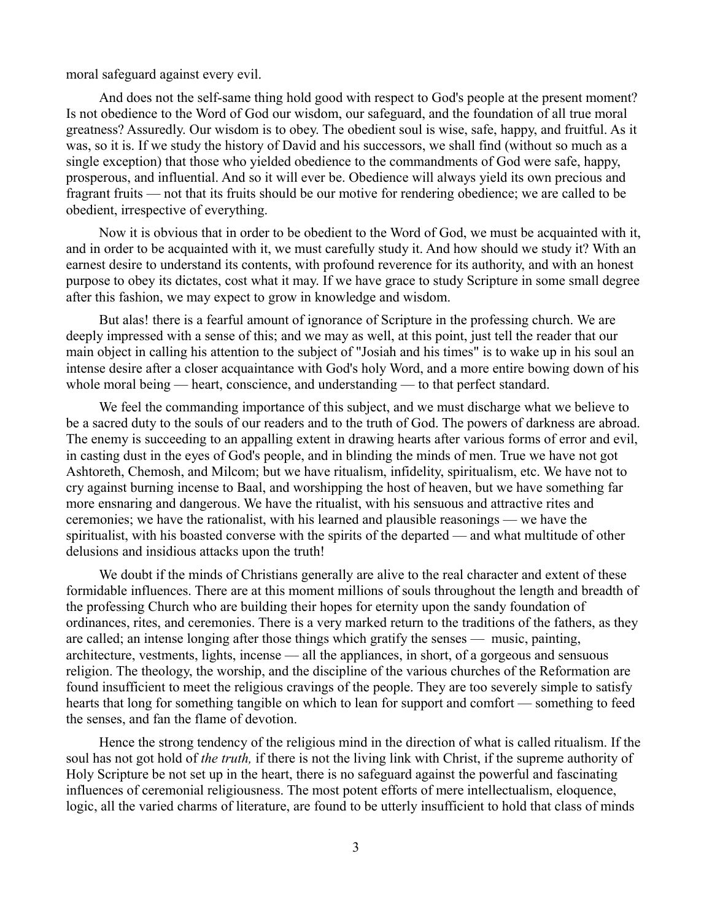moral safeguard against every evil.

And does not the self-same thing hold good with respect to God's people at the present moment? Is not obedience to the Word of God our wisdom, our safeguard, and the foundation of all true moral greatness? Assuredly. Our wisdom is to obey. The obedient soul is wise, safe, happy, and fruitful. As it was, so it is. If we study the history of David and his successors, we shall find (without so much as a single exception) that those who yielded obedience to the commandments of God were safe, happy, prosperous, and influential. And so it will ever be. Obedience will always yield its own precious and fragrant fruits — not that its fruits should be our motive for rendering obedience; we are called to be obedient, irrespective of everything.

Now it is obvious that in order to be obedient to the Word of God, we must be acquainted with it, and in order to be acquainted with it, we must carefully study it. And how should we study it? With an earnest desire to understand its contents, with profound reverence for its authority, and with an honest purpose to obey its dictates, cost what it may. If we have grace to study Scripture in some small degree after this fashion, we may expect to grow in knowledge and wisdom.

But alas! there is a fearful amount of ignorance of Scripture in the professing church. We are deeply impressed with a sense of this; and we may as well, at this point, just tell the reader that our main object in calling his attention to the subject of "Josiah and his times" is to wake up in his soul an intense desire after a closer acquaintance with God's holy Word, and a more entire bowing down of his whole moral being — heart, conscience, and understanding — to that perfect standard.

We feel the commanding importance of this subject, and we must discharge what we believe to be a sacred duty to the souls of our readers and to the truth of God. The powers of darkness are abroad. The enemy is succeeding to an appalling extent in drawing hearts after various forms of error and evil, in casting dust in the eyes of God's people, and in blinding the minds of men. True we have not got Ashtoreth, Chemosh, and Milcom; but we have ritualism, infidelity, spiritualism, etc. We have not to cry against burning incense to Baal, and worshipping the host of heaven, but we have something far more ensnaring and dangerous. We have the ritualist, with his sensuous and attractive rites and ceremonies; we have the rationalist, with his learned and plausible reasonings — we have the spiritualist, with his boasted converse with the spirits of the departed — and what multitude of other delusions and insidious attacks upon the truth!

We doubt if the minds of Christians generally are alive to the real character and extent of these formidable influences. There are at this moment millions of souls throughout the length and breadth of the professing Church who are building their hopes for eternity upon the sandy foundation of ordinances, rites, and ceremonies. There is a very marked return to the traditions of the fathers, as they are called; an intense longing after those things which gratify the senses — music, painting, architecture, vestments, lights, incense — all the appliances, in short, of a gorgeous and sensuous religion. The theology, the worship, and the discipline of the various churches of the Reformation are found insufficient to meet the religious cravings of the people. They are too severely simple to satisfy hearts that long for something tangible on which to lean for support and comfort — something to feed the senses, and fan the flame of devotion.

Hence the strong tendency of the religious mind in the direction of what is called ritualism. If the soul has not got hold of *the truth,* if there is not the living link with Christ, if the supreme authority of Holy Scripture be not set up in the heart, there is no safeguard against the powerful and fascinating influences of ceremonial religiousness. The most potent efforts of mere intellectualism, eloquence, logic, all the varied charms of literature, are found to be utterly insufficient to hold that class of minds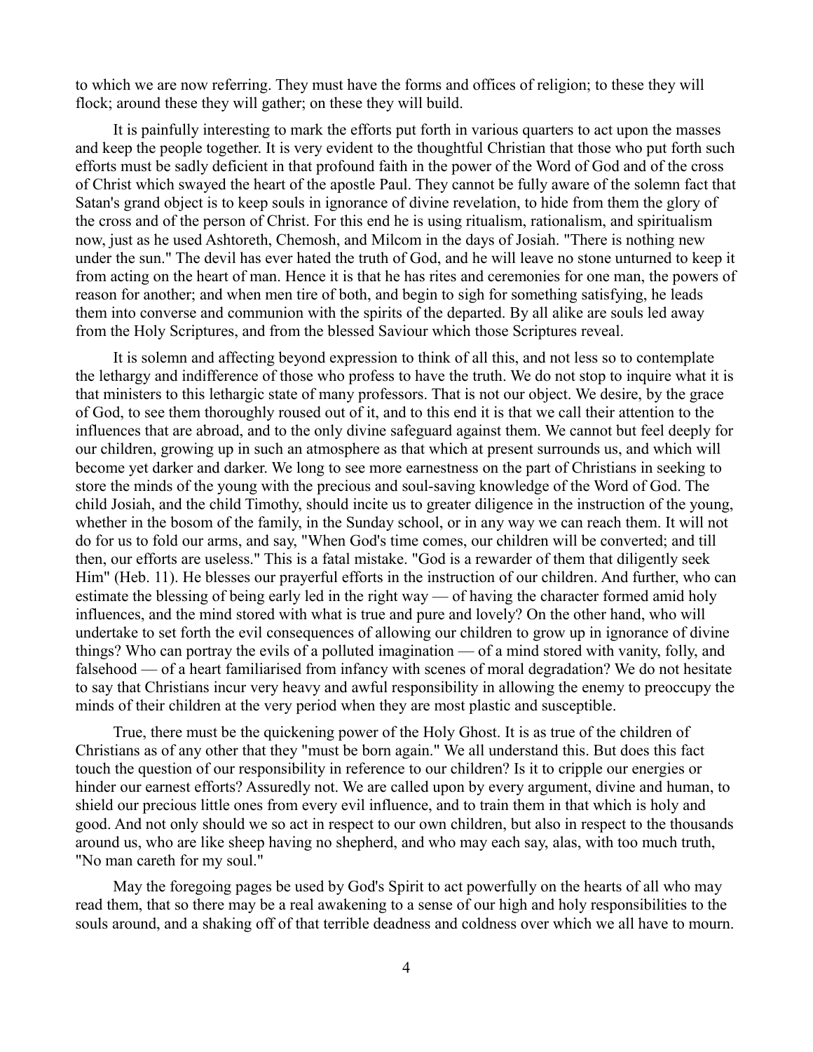to which we are now referring. They must have the forms and offices of religion; to these they will flock; around these they will gather; on these they will build.

It is painfully interesting to mark the efforts put forth in various quarters to act upon the masses and keep the people together. It is very evident to the thoughtful Christian that those who put forth such efforts must be sadly deficient in that profound faith in the power of the Word of God and of the cross of Christ which swayed the heart of the apostle Paul. They cannot be fully aware of the solemn fact that Satan's grand object is to keep souls in ignorance of divine revelation, to hide from them the glory of the cross and of the person of Christ. For this end he is using ritualism, rationalism, and spiritualism now, just as he used Ashtoreth, Chemosh, and Milcom in the days of Josiah. "There is nothing new under the sun." The devil has ever hated the truth of God, and he will leave no stone unturned to keep it from acting on the heart of man. Hence it is that he has rites and ceremonies for one man, the powers of reason for another; and when men tire of both, and begin to sigh for something satisfying, he leads them into converse and communion with the spirits of the departed. By all alike are souls led away from the Holy Scriptures, and from the blessed Saviour which those Scriptures reveal.

It is solemn and affecting beyond expression to think of all this, and not less so to contemplate the lethargy and indifference of those who profess to have the truth. We do not stop to inquire what it is that ministers to this lethargic state of many professors. That is not our object. We desire, by the grace of God, to see them thoroughly roused out of it, and to this end it is that we call their attention to the influences that are abroad, and to the only divine safeguard against them. We cannot but feel deeply for our children, growing up in such an atmosphere as that which at present surrounds us, and which will become yet darker and darker. We long to see more earnestness on the part of Christians in seeking to store the minds of the young with the precious and soul-saving knowledge of the Word of God. The child Josiah, and the child Timothy, should incite us to greater diligence in the instruction of the young, whether in the bosom of the family, in the Sunday school, or in any way we can reach them. It will not do for us to fold our arms, and say, "When God's time comes, our children will be converted; and till then, our efforts are useless." This is a fatal mistake. "God is a rewarder of them that diligently seek Him" (Heb. 11). He blesses our prayerful efforts in the instruction of our children. And further, who can estimate the blessing of being early led in the right way — of having the character formed amid holy influences, and the mind stored with what is true and pure and lovely? On the other hand, who will undertake to set forth the evil consequences of allowing our children to grow up in ignorance of divine things? Who can portray the evils of a polluted imagination — of a mind stored with vanity, folly, and falsehood — of a heart familiarised from infancy with scenes of moral degradation? We do not hesitate to say that Christians incur very heavy and awful responsibility in allowing the enemy to preoccupy the minds of their children at the very period when they are most plastic and susceptible.

True, there must be the quickening power of the Holy Ghost. It is as true of the children of Christians as of any other that they "must be born again." We all understand this. But does this fact touch the question of our responsibility in reference to our children? Is it to cripple our energies or hinder our earnest efforts? Assuredly not. We are called upon by every argument, divine and human, to shield our precious little ones from every evil influence, and to train them in that which is holy and good. And not only should we so act in respect to our own children, but also in respect to the thousands around us, who are like sheep having no shepherd, and who may each say, alas, with too much truth, "No man careth for my soul."

May the foregoing pages be used by God's Spirit to act powerfully on the hearts of all who may read them, that so there may be a real awakening to a sense of our high and holy responsibilities to the souls around, and a shaking off of that terrible deadness and coldness over which we all have to mourn.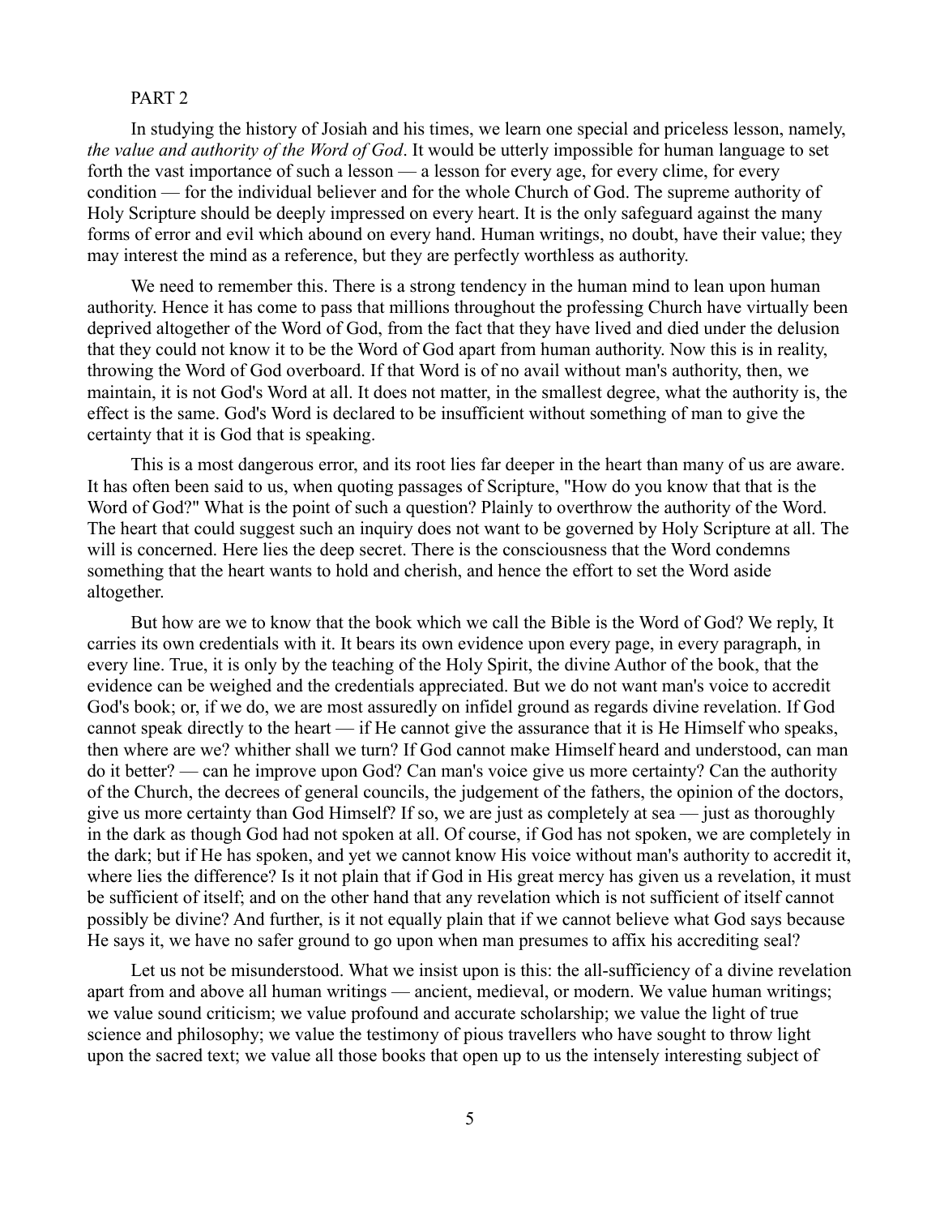PART 2

In studying the history of Josiah and his times, we learn one special and priceless lesson, namely, *the value and authority of the Word of God*. It would be utterly impossible for human language to set forth the vast importance of such a lesson — a lesson for every age, for every clime, for every condition — for the individual believer and for the whole Church of God. The supreme authority of Holy Scripture should be deeply impressed on every heart. It is the only safeguard against the many forms of error and evil which abound on every hand. Human writings, no doubt, have their value; they may interest the mind as a reference, but they are perfectly worthless as authority.

We need to remember this. There is a strong tendency in the human mind to lean upon human authority. Hence it has come to pass that millions throughout the professing Church have virtually been deprived altogether of the Word of God, from the fact that they have lived and died under the delusion that they could not know it to be the Word of God apart from human authority. Now this is in reality, throwing the Word of God overboard. If that Word is of no avail without man's authority, then, we maintain, it is not God's Word at all. It does not matter, in the smallest degree, what the authority is, the effect is the same. God's Word is declared to be insufficient without something of man to give the certainty that it is God that is speaking.

This is a most dangerous error, and its root lies far deeper in the heart than many of us are aware. It has often been said to us, when quoting passages of Scripture, "How do you know that that is the Word of God?" What is the point of such a question? Plainly to overthrow the authority of the Word. The heart that could suggest such an inquiry does not want to be governed by Holy Scripture at all. The will is concerned. Here lies the deep secret. There is the consciousness that the Word condemns something that the heart wants to hold and cherish, and hence the effort to set the Word aside altogether.

But how are we to know that the book which we call the Bible is the Word of God? We reply, It carries its own credentials with it. It bears its own evidence upon every page, in every paragraph, in every line. True, it is only by the teaching of the Holy Spirit, the divine Author of the book, that the evidence can be weighed and the credentials appreciated. But we do not want man's voice to accredit God's book; or, if we do, we are most assuredly on infidel ground as regards divine revelation. If God cannot speak directly to the heart — if He cannot give the assurance that it is He Himself who speaks, then where are we? whither shall we turn? If God cannot make Himself heard and understood, can man do it better? — can he improve upon God? Can man's voice give us more certainty? Can the authority of the Church, the decrees of general councils, the judgement of the fathers, the opinion of the doctors, give us more certainty than God Himself? If so, we are just as completely at sea — just as thoroughly in the dark as though God had not spoken at all. Of course, if God has not spoken, we are completely in the dark; but if He has spoken, and yet we cannot know His voice without man's authority to accredit it, where lies the difference? Is it not plain that if God in His great mercy has given us a revelation, it must be sufficient of itself; and on the other hand that any revelation which is not sufficient of itself cannot possibly be divine? And further, is it not equally plain that if we cannot believe what God says because He says it, we have no safer ground to go upon when man presumes to affix his accrediting seal?

Let us not be misunderstood. What we insist upon is this: the all-sufficiency of a divine revelation apart from and above all human writings — ancient, medieval, or modern. We value human writings; we value sound criticism; we value profound and accurate scholarship; we value the light of true science and philosophy; we value the testimony of pious travellers who have sought to throw light upon the sacred text; we value all those books that open up to us the intensely interesting subject of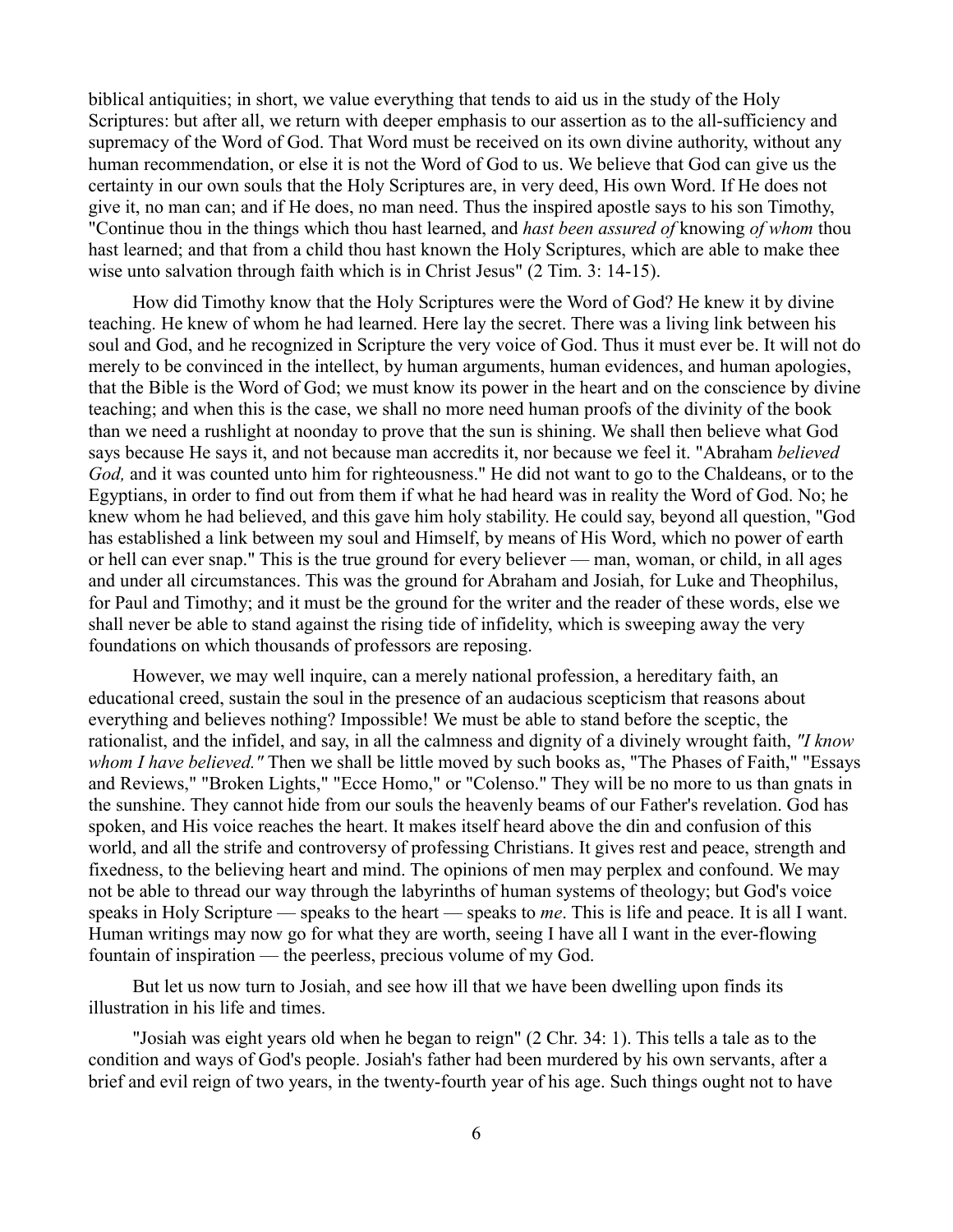biblical antiquities; in short, we value everything that tends to aid us in the study of the Holy Scriptures: but after all, we return with deeper emphasis to our assertion as to the all-sufficiency and supremacy of the Word of God. That Word must be received on its own divine authority, without any human recommendation, or else it is not the Word of God to us. We believe that God can give us the certainty in our own souls that the Holy Scriptures are, in very deed, His own Word. If He does not give it, no man can; and if He does, no man need. Thus the inspired apostle says to his son Timothy, "Continue thou in the things which thou hast learned, and *hast been assured of* knowing *of whom* thou hast learned; and that from a child thou hast known the Holy Scriptures, which are able to make thee wise unto salvation through faith which is in Christ Jesus" (2 Tim. 3: 14-15).

How did Timothy know that the Holy Scriptures were the Word of God? He knew it by divine teaching. He knew of whom he had learned. Here lay the secret. There was a living link between his soul and God, and he recognized in Scripture the very voice of God. Thus it must ever be. It will not do merely to be convinced in the intellect, by human arguments, human evidences, and human apologies, that the Bible is the Word of God; we must know its power in the heart and on the conscience by divine teaching; and when this is the case, we shall no more need human proofs of the divinity of the book than we need a rushlight at noonday to prove that the sun is shining. We shall then believe what God says because He says it, and not because man accredits it, nor because we feel it. "Abraham *believed God,* and it was counted unto him for righteousness." He did not want to go to the Chaldeans, or to the Egyptians, in order to find out from them if what he had heard was in reality the Word of God. No; he knew whom he had believed, and this gave him holy stability. He could say, beyond all question, "God has established a link between my soul and Himself, by means of His Word, which no power of earth or hell can ever snap." This is the true ground for every believer — man, woman, or child, in all ages and under all circumstances. This was the ground for Abraham and Josiah, for Luke and Theophilus, for Paul and Timothy; and it must be the ground for the writer and the reader of these words, else we shall never be able to stand against the rising tide of infidelity, which is sweeping away the very foundations on which thousands of professors are reposing.

However, we may well inquire, can a merely national profession, a hereditary faith, an educational creed, sustain the soul in the presence of an audacious scepticism that reasons about everything and believes nothing? Impossible! We must be able to stand before the sceptic, the rationalist, and the infidel, and say, in all the calmness and dignity of a divinely wrought faith, *"I know whom I have believed."* Then we shall be little moved by such books as, "The Phases of Faith," "Essays and Reviews," "Broken Lights," "Ecce Homo," or "Colenso." They will be no more to us than gnats in the sunshine. They cannot hide from our souls the heavenly beams of our Father's revelation. God has spoken, and His voice reaches the heart. It makes itself heard above the din and confusion of this world, and all the strife and controversy of professing Christians. It gives rest and peace, strength and fixedness, to the believing heart and mind. The opinions of men may perplex and confound. We may not be able to thread our way through the labyrinths of human systems of theology; but God's voice speaks in Holy Scripture — speaks to the heart — speaks to *me*. This is life and peace. It is all I want. Human writings may now go for what they are worth, seeing I have all I want in the ever-flowing fountain of inspiration — the peerless, precious volume of my God.

But let us now turn to Josiah, and see how ill that we have been dwelling upon finds its illustration in his life and times.

"Josiah was eight years old when he began to reign" (2 Chr. 34: 1). This tells a tale as to the condition and ways of God's people. Josiah's father had been murdered by his own servants, after a brief and evil reign of two years, in the twenty-fourth year of his age. Such things ought not to have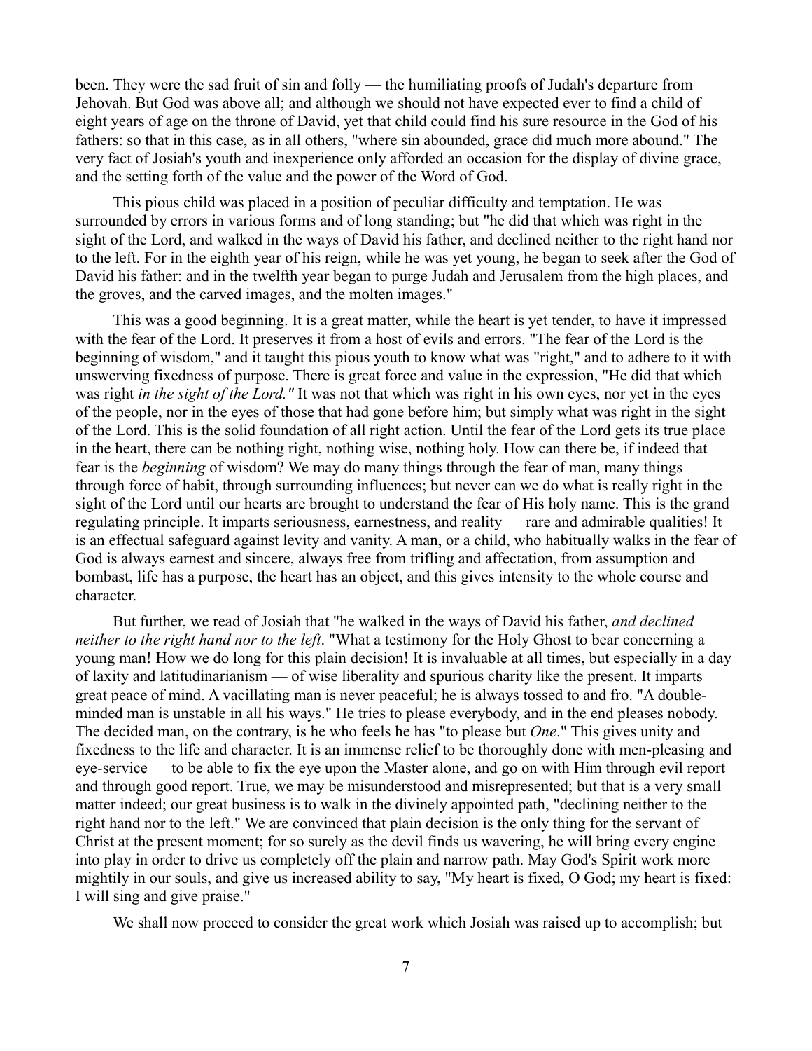been. They were the sad fruit of sin and folly — the humiliating proofs of Judah's departure from Jehovah. But God was above all; and although we should not have expected ever to find a child of eight years of age on the throne of David, yet that child could find his sure resource in the God of his fathers: so that in this case, as in all others, "where sin abounded, grace did much more abound." The very fact of Josiah's youth and inexperience only afforded an occasion for the display of divine grace, and the setting forth of the value and the power of the Word of God.

This pious child was placed in a position of peculiar difficulty and temptation. He was surrounded by errors in various forms and of long standing; but "he did that which was right in the sight of the Lord, and walked in the ways of David his father, and declined neither to the right hand nor to the left. For in the eighth year of his reign, while he was yet young, he began to seek after the God of David his father: and in the twelfth year began to purge Judah and Jerusalem from the high places, and the groves, and the carved images, and the molten images."

This was a good beginning. It is a great matter, while the heart is yet tender, to have it impressed with the fear of the Lord. It preserves it from a host of evils and errors. "The fear of the Lord is the beginning of wisdom," and it taught this pious youth to know what was "right," and to adhere to it with unswerving fixedness of purpose. There is great force and value in the expression, "He did that which was right *in the sight of the Lord."* It was not that which was right in his own eyes, nor yet in the eyes of the people, nor in the eyes of those that had gone before him; but simply what was right in the sight of the Lord. This is the solid foundation of all right action. Until the fear of the Lord gets its true place in the heart, there can be nothing right, nothing wise, nothing holy. How can there be, if indeed that fear is the *beginning* of wisdom? We may do many things through the fear of man, many things through force of habit, through surrounding influences; but never can we do what is really right in the sight of the Lord until our hearts are brought to understand the fear of His holy name. This is the grand regulating principle. It imparts seriousness, earnestness, and reality — rare and admirable qualities! It is an effectual safeguard against levity and vanity. A man, or a child, who habitually walks in the fear of God is always earnest and sincere, always free from trifling and affectation, from assumption and bombast, life has a purpose, the heart has an object, and this gives intensity to the whole course and character.

But further, we read of Josiah that "he walked in the ways of David his father, *and declined neither to the right hand nor to the left*. "What a testimony for the Holy Ghost to bear concerning a young man! How we do long for this plain decision! It is invaluable at all times, but especially in a day of laxity and latitudinarianism — of wise liberality and spurious charity like the present. It imparts great peace of mind. A vacillating man is never peaceful; he is always tossed to and fro. "A double-minded man is unstable in all his ways." He tries to please everybody, and in the end pleases nobody. The decided man, on the contrary, is he who feels he has "to please but *One*." This gives unity and fixedness to the life and character. It is an immense relief to be thoroughly done with men-pleasing and eye-service — to be able to fix the eye upon the Master alone, and go on with Him through evil report and through good report. True, we may be misunderstood and misrepresented; but that is a very small matter indeed; our great business is to walk in the divinely appointed path, "declining neither to the right hand nor to the left." We are convinced that plain decision is the only thing for the servant of Christ at the present moment; for so surely as the devil finds us wavering, he will bring every engine into play in order to drive us completely off the plain and narrow path. May God's Spirit work more mightily in our souls, and give us increased ability to say, "My heart is fixed, O God; my heart is fixed: I will sing and give praise."

We shall now proceed to consider the great work which Josiah was raised up to accomplish; but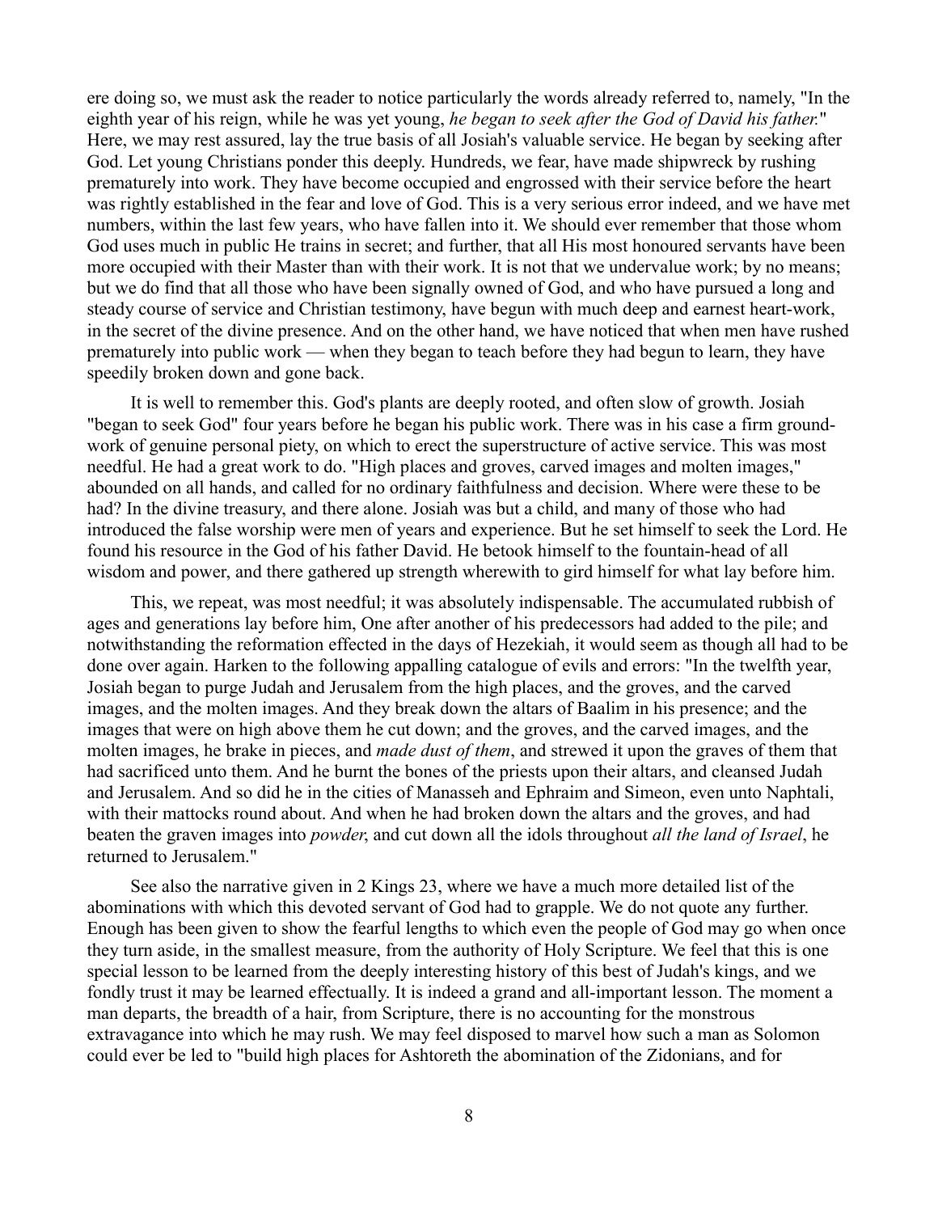ere doing so, we must ask the reader to notice particularly the words already referred to, namely, "In the eighth year of his reign, while he was yet young, *he began to seek after the God of David his father.*" Here, we may rest assured, lay the true basis of all Josiah's valuable service. He began by seeking after God. Let young Christians ponder this deeply. Hundreds, we fear, have made shipwreck by rushing prematurely into work. They have become occupied and engrossed with their service before the heart was rightly established in the fear and love of God. This is a very serious error indeed, and we have met numbers, within the last few years, who have fallen into it. We should ever remember that those whom God uses much in public He trains in secret; and further, that all His most honoured servants have been more occupied with their Master than with their work. It is not that we undervalue work; by no means; but we do find that all those who have been signally owned of God, and who have pursued a long and steady course of service and Christian testimony, have begun with much deep and earnest heart-work, in the secret of the divine presence. And on the other hand, we have noticed that when men have rushed prematurely into public work — when they began to teach before they had begun to learn, they have speedily broken down and gone back.

It is well to remember this. God's plants are deeply rooted, and often slow of growth. Josiah "began to seek God" four years before he began his public work. There was in his case a firm groundwork of genuine personal piety, on which to erect the superstructure of active service. This was most needful. He had a great work to do. "High places and groves, carved images and molten images," abounded on all hands, and called for no ordinary faithfulness and decision. Where were these to be had? In the divine treasury, and there alone. Josiah was but a child, and many of those who had introduced the false worship were men of years and experience. But he set himself to seek the Lord. He found his resource in the God of his father David. He betook himself to the fountain-head of all wisdom and power, and there gathered up strength wherewith to gird himself for what lay before him.

This, we repeat, was most needful; it was absolutely indispensable. The accumulated rubbish of ages and generations lay before him, One after another of his predecessors had added to the pile; and notwithstanding the reformation effected in the days of Hezekiah, it would seem as though all had to be done over again. Harken to the following appalling catalogue of evils and errors: "In the twelfth year, Josiah began to purge Judah and Jerusalem from the high places, and the groves, and the carved images, and the molten images. And they break down the altars of Baalim in his presence; and the images that were on high above them he cut down; and the groves, and the carved images, and the molten images, he brake in pieces, and *made dust of them*, and strewed it upon the graves of them that had sacrificed unto them. And he burnt the bones of the priests upon their altars, and cleansed Judah and Jerusalem. And so did he in the cities of Manasseh and Ephraim and Simeon, even unto Naphtali, with their mattocks round about. And when he had broken down the altars and the groves, and had beaten the graven images into *powder*, and cut down all the idols throughout *all the land of Israel*, he returned to Jerusalem."

See also the narrative given in 2 Kings 23, where we have a much more detailed list of the abominations with which this devoted servant of God had to grapple. We do not quote any further. Enough has been given to show the fearful lengths to which even the people of God may go when once they turn aside, in the smallest measure, from the authority of Holy Scripture. We feel that this is one special lesson to be learned from the deeply interesting history of this best of Judah's kings, and we fondly trust it may be learned effectually. It is indeed a grand and all-important lesson. The moment a man departs, the breadth of a hair, from Scripture, there is no accounting for the monstrous extravagance into which he may rush. We may feel disposed to marvel how such a man as Solomon could ever be led to "build high places for Ashtoreth the abomination of the Zidonians, and for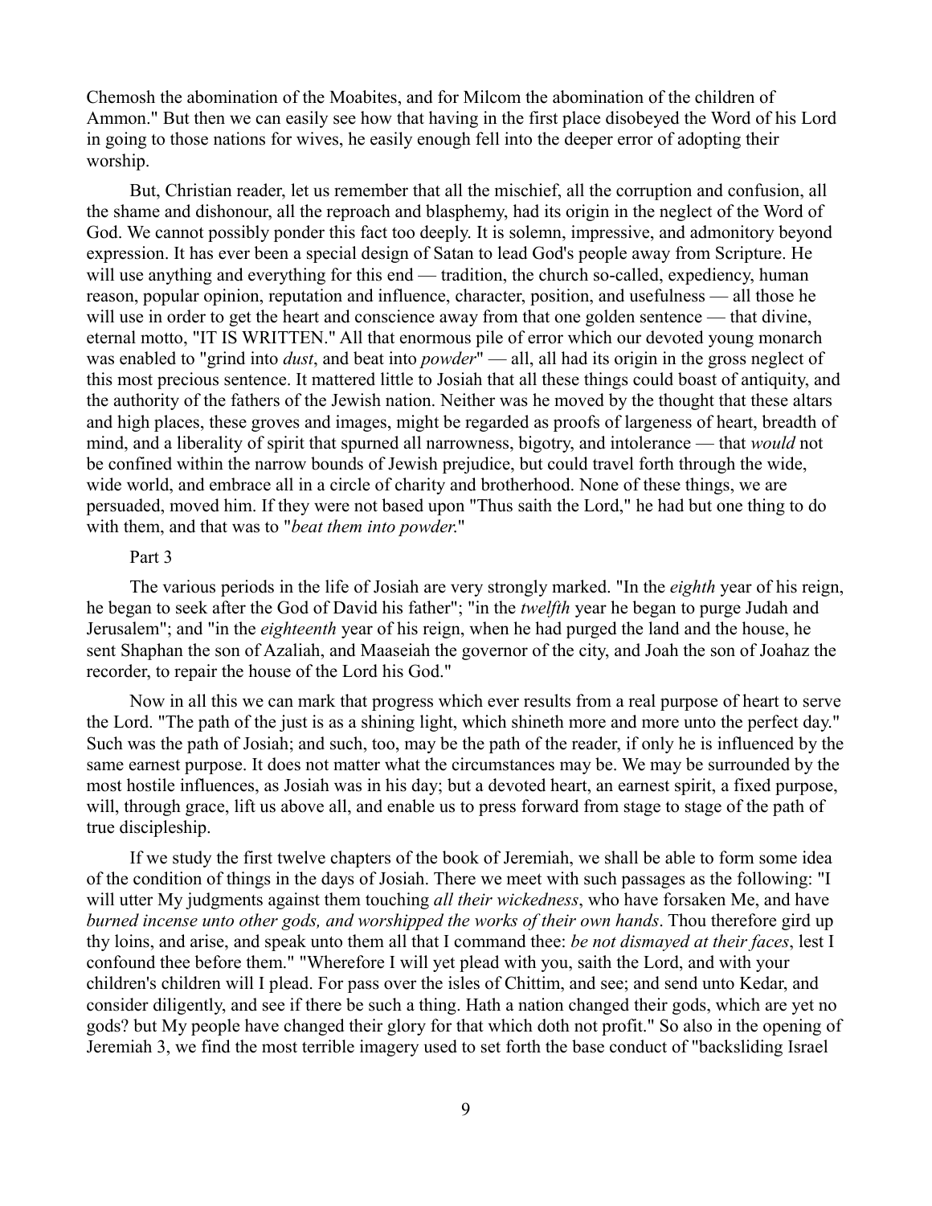Chemosh the abomination of the Moabites, and for Milcom the abomination of the children of Ammon." But then we can easily see how that having in the first place disobeyed the Word of his Lord in going to those nations for wives, he easily enough fell into the deeper error of adopting their worship.

But, Christian reader, let us remember that all the mischief, all the corruption and confusion, all the shame and dishonour, all the reproach and blasphemy, had its origin in the neglect of the Word of God. We cannot possibly ponder this fact too deeply. It is solemn, impressive, and admonitory beyond expression. It has ever been a special design of Satan to lead God's people away from Scripture. He will use anything and everything for this end — tradition, the church so-called, expediency, human reason, popular opinion, reputation and influence, character, position, and usefulness — all those he will use in order to get the heart and conscience away from that one golden sentence — that divine, eternal motto, "IT IS WRITTEN." All that enormous pile of error which our devoted young monarch was enabled to "grind into *dust*, and beat into *powder*" — all, all had its origin in the gross neglect of this most precious sentence. It mattered little to Josiah that all these things could boast of antiquity, and the authority of the fathers of the Jewish nation. Neither was he moved by the thought that these altars and high places, these groves and images, might be regarded as proofs of largeness of heart, breadth of mind, and a liberality of spirit that spurned all narrowness, bigotry, and intolerance — that *would* not be confined within the narrow bounds of Jewish prejudice, but could travel forth through the wide, wide world, and embrace all in a circle of charity and brotherhood. None of these things, we are persuaded, moved him. If they were not based upon "Thus saith the Lord," he had but one thing to do with them, and that was to "*beat them into powder.*"

Part 3

The various periods in the life of Josiah are very strongly marked. "In the *eighth* year of his reign, he began to seek after the God of David his father"; "in the *twelfth* year he began to purge Judah and Jerusalem"; and "in the *eighteenth* year of his reign, when he had purged the land and the house, he sent Shaphan the son of Azaliah, and Maaseiah the governor of the city, and Joah the son of Joahaz the recorder, to repair the house of the Lord his God."

Now in all this we can mark that progress which ever results from a real purpose of heart to serve the Lord. "The path of the just is as a shining light, which shineth more and more unto the perfect day." Such was the path of Josiah; and such, too, may be the path of the reader, if only he is influenced by the same earnest purpose. It does not matter what the circumstances may be. We may be surrounded by the most hostile influences, as Josiah was in his day; but a devoted heart, an earnest spirit, a fixed purpose, will, through grace, lift us above all, and enable us to press forward from stage to stage of the path of true discipleship.

If we study the first twelve chapters of the book of Jeremiah, we shall be able to form some idea of the condition of things in the days of Josiah. There we meet with such passages as the following: "I will utter My judgments against them touching *all their wickedness*, who have forsaken Me, and have *burned incense unto other gods, and worshipped the works of their own hands*. Thou therefore gird up thy loins, and arise, and speak unto them all that I command thee: *be not dismayed at their faces*, lest I confound thee before them." "Wherefore I will yet plead with you, saith the Lord, and with your children's children will I plead. For pass over the isles of Chittim, and see; and send unto Kedar, and consider diligently, and see if there be such a thing. Hath a nation changed their gods, which are yet no gods? but My people have changed their glory for that which doth not profit." So also in the opening of Jeremiah 3, we find the most terrible imagery used to set forth the base conduct of "backsliding Israel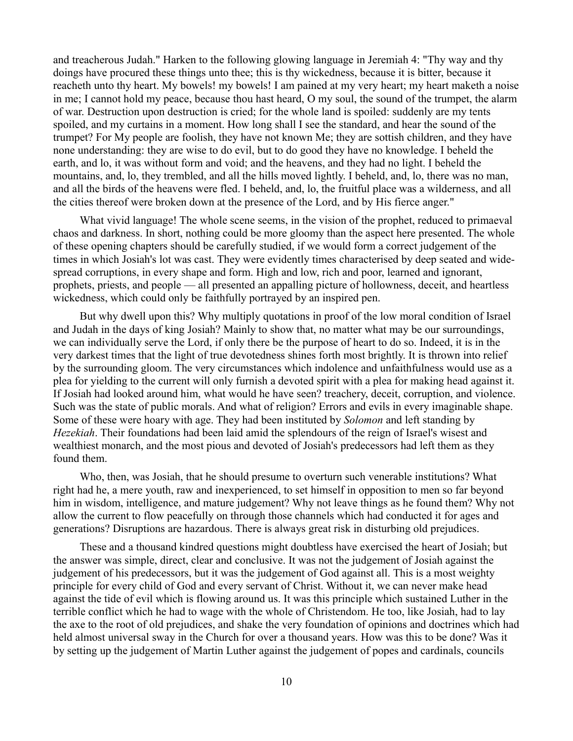and treacherous Judah." Harken to the following glowing language in Jeremiah 4: "Thy way and thy doings have procured these things unto thee; this is thy wickedness, because it is bitter, because it reacheth unto thy heart. My bowels! my bowels! I am pained at my very heart; my heart maketh a noise in me; I cannot hold my peace, because thou hast heard, O my soul, the sound of the trumpet, the alarm of war. Destruction upon destruction is cried; for the whole land is spoiled: suddenly are my tents spoiled, and my curtains in a moment. How long shall I see the standard, and hear the sound of the trumpet? For My people are foolish, they have not known Me; they are sottish children, and they have none understanding: they are wise to do evil, but to do good they have no knowledge. I beheld the earth, and lo, it was without form and void; and the heavens, and they had no light. I beheld the mountains, and, lo, they trembled, and all the hills moved lightly. I beheld, and, lo, there was no man, and all the birds of the heavens were fled. I beheld, and, lo, the fruitful place was a wilderness, and all the cities thereof were broken down at the presence of the Lord, and by His fierce anger."

What vivid language! The whole scene seems, in the vision of the prophet, reduced to primaeval chaos and darkness. In short, nothing could be more gloomy than the aspect here presented. The whole of these opening chapters should be carefully studied, if we would form a correct judgement of the times in which Josiah's lot was cast. They were evidently times characterised by deep seated and wide-spread corruptions, in every shape and form. High and low, rich and poor, learned and ignorant, prophets, priests, and people — all presented an appalling picture of hollowness, deceit, and heartless wickedness, which could only be faithfully portrayed by an inspired pen.

But why dwell upon this? Why multiply quotations in proof of the low moral condition of Israel and Judah in the days of king Josiah? Mainly to show that, no matter what may be our surroundings, we can individually serve the Lord, if only there be the purpose of heart to do so. Indeed, it is in the very darkest times that the light of true devotedness shines forth most brightly. It is thrown into relief by the surrounding gloom. The very circumstances which indolence and unfaithfulness would use as a plea for yielding to the current will only furnish a devoted spirit with a plea for making head against it. If Josiah had looked around him, what would he have seen? treachery, deceit, corruption, and violence. Such was the state of public morals. And what of religion? Errors and evils in every imaginable shape. Some of these were hoary with age. They had been instituted by *Solomon* and left standing by *Hezekiah*. Their foundations had been laid amid the splendours of the reign of Israel's wisest and wealthiest monarch, and the most pious and devoted of Josiah's predecessors had left them as they found them.

Who, then, was Josiah, that he should presume to overturn such venerable institutions? What right had he, a mere youth, raw and inexperienced, to set himself in opposition to men so far beyond him in wisdom, intelligence, and mature judgement? Why not leave things as he found them? Why not allow the current to flow peacefully on through those channels which had conducted it for ages and generations? Disruptions are hazardous. There is always great risk in disturbing old prejudices.

These and a thousand kindred questions might doubtless have exercised the heart of Josiah; but the answer was simple, direct, clear and conclusive. It was not the judgement of Josiah against the judgement of his predecessors, but it was the judgement of God against all. This is a most weighty principle for every child of God and every servant of Christ. Without it, we can never make head against the tide of evil which is flowing around us. It was this principle which sustained Luther in the terrible conflict which he had to wage with the whole of Christendom. He too, like Josiah, had to lay the axe to the root of old prejudices, and shake the very foundation of opinions and doctrines which had held almost universal sway in the Church for over a thousand years. How was this to be done? Was it by setting up the judgement of Martin Luther against the judgement of popes and cardinals, councils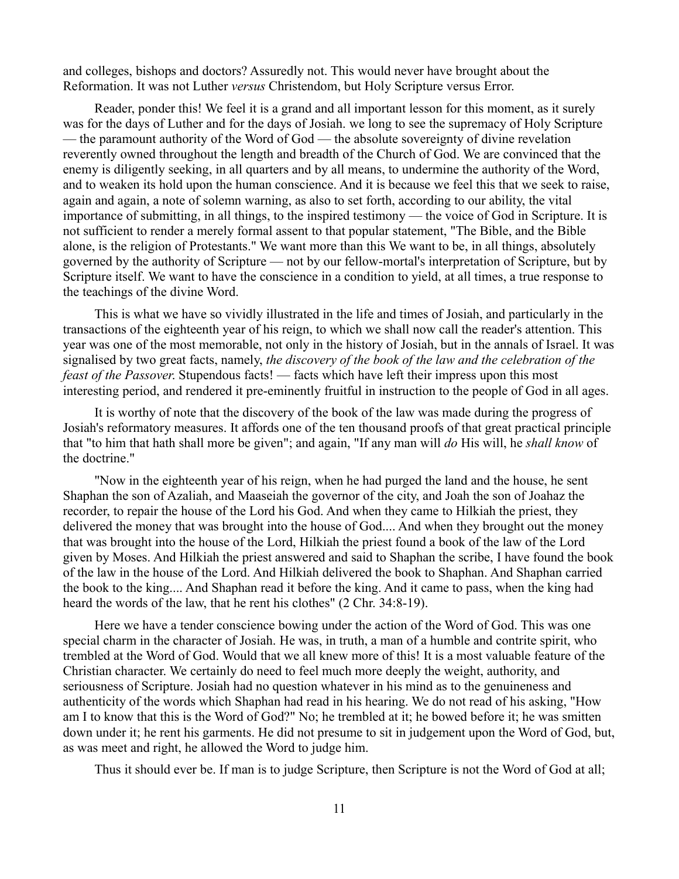and colleges, bishops and doctors? Assuredly not. This would never have brought about the Reformation. It was not Luther *versus* Christendom, but Holy Scripture versus Error.

Reader, ponder this! We feel it is a grand and all important lesson for this moment, as it surely was for the days of Luther and for the days of Josiah. we long to see the supremacy of Holy Scripture — the paramount authority of the Word of God — the absolute sovereignty of divine revelation reverently owned throughout the length and breadth of the Church of God. We are convinced that the enemy is diligently seeking, in all quarters and by all means, to undermine the authority of the Word, and to weaken its hold upon the human conscience. And it is because we feel this that we seek to raise, again and again, a note of solemn warning, as also to set forth, according to our ability, the vital importance of submitting, in all things, to the inspired testimony — the voice of God in Scripture. It is not sufficient to render a merely formal assent to that popular statement, "The Bible, and the Bible alone, is the religion of Protestants." We want more than this We want to be, in all things, absolutely governed by the authority of Scripture — not by our fellow-mortal's interpretation of Scripture, but by Scripture itself. We want to have the conscience in a condition to yield, at all times, a true response to the teachings of the divine Word.

This is what we have so vividly illustrated in the life and times of Josiah, and particularly in the transactions of the eighteenth year of his reign, to which we shall now call the reader's attention. This year was one of the most memorable, not only in the history of Josiah, but in the annals of Israel. It was signalised by two great facts, namely, *the discovery of the book of the law and the celebration of the feast of the Passover.* Stupendous facts! — facts which have left their impress upon this most interesting period, and rendered it pre-eminently fruitful in instruction to the people of God in all ages.

It is worthy of note that the discovery of the book of the law was made during the progress of Josiah's reformatory measures. It affords one of the ten thousand proofs of that great practical principle that "to him that hath shall more be given"; and again, "If any man will *do* His will, he *shall know* of the doctrine."

"Now in the eighteenth year of his reign, when he had purged the land and the house, he sent Shaphan the son of Azaliah, and Maaseiah the governor of the city, and Joah the son of Joahaz the recorder, to repair the house of the Lord his God. And when they came to Hilkiah the priest, they delivered the money that was brought into the house of God.... And when they brought out the money that was brought into the house of the Lord, Hilkiah the priest found a book of the law of the Lord given by Moses. And Hilkiah the priest answered and said to Shaphan the scribe, I have found the book of the law in the house of the Lord. And Hilkiah delivered the book to Shaphan. And Shaphan carried the book to the king.... And Shaphan read it before the king. And it came to pass, when the king had heard the words of the law, that he rent his clothes" (2 Chr. 34:8-19).

Here we have a tender conscience bowing under the action of the Word of God. This was one special charm in the character of Josiah. He was, in truth, a man of a humble and contrite spirit, who trembled at the Word of God. Would that we all knew more of this! It is a most valuable feature of the Christian character. We certainly do need to feel much more deeply the weight, authority, and seriousness of Scripture. Josiah had no question whatever in his mind as to the genuineness and authenticity of the words which Shaphan had read in his hearing. We do not read of his asking, "How am I to know that this is the Word of God?" No; he trembled at it; he bowed before it; he was smitten down under it; he rent his garments. He did not presume to sit in judgement upon the Word of God, but, as was meet and right, he allowed the Word to judge him.

Thus it should ever be. If man is to judge Scripture, then Scripture is not the Word of God at all;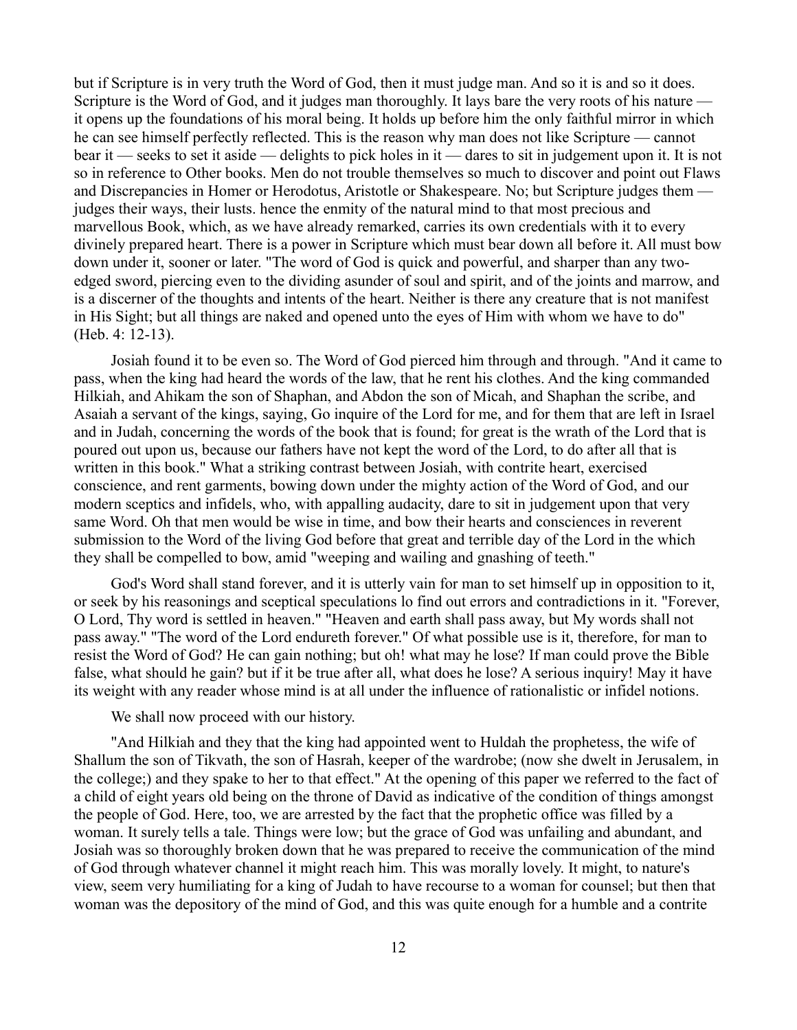but if Scripture is in very truth the Word of God, then it must judge man. And so it is and so it does. Scripture is the Word of God, and it judges man thoroughly. It lays bare the very roots of his nature — it opens up the foundations of his moral being. It holds up before him the only faithful mirror in which he can see himself perfectly reflected. This is the reason why man does not like Scripture — cannot bear it — seeks to set it aside — delights to pick holes in it — dares to sit in judgement upon it. It is not so in reference to Other books. Men do not trouble themselves so much to discover and point out Flaws and Discrepancies in Homer or Herodotus, Aristotle or Shakespeare. No; but Scripture judges them — judges their ways, their lusts. hence the enmity of the natural mind to that most precious and marvellous Book, which, as we have already remarked, carries its own credentials with it to every divinely prepared heart. There is a power in Scripture which must bear down all before it. All must bow down under it, sooner or later. "The word of God is quick and powerful, and sharper than any two-edged sword, piercing even to the dividing asunder of soul and spirit, and of the joints and marrow, and is a discerner of the thoughts and intents of the heart. Neither is there any creature that is not manifest in His Sight; but all things are naked and opened unto the eyes of Him with whom we have to do" (Heb. 4: 12-13).

Josiah found it to be even so. The Word of God pierced him through and through. "And it came to pass, when the king had heard the words of the law, that he rent his clothes. And the king commanded Hilkiah, and Ahikam the son of Shaphan, and Abdon the son of Micah, and Shaphan the scribe, and Asaiah a servant of the kings, saying, Go inquire of the Lord for me, and for them that are left in Israel and in Judah, concerning the words of the book that is found; for great is the wrath of the Lord that is poured out upon us, because our fathers have not kept the word of the Lord, to do after all that is written in this book." What a striking contrast between Josiah, with contrite heart, exercised conscience, and rent garments, bowing down under the mighty action of the Word of God, and our modern sceptics and infidels, who, with appalling audacity, dare to sit in judgement upon that very same Word. Oh that men would be wise in time, and bow their hearts and consciences in reverent submission to the Word of the living God before that great and terrible day of the Lord in the which they shall be compelled to bow, amid "weeping and wailing and gnashing of teeth."

God's Word shall stand forever, and it is utterly vain for man to set himself up in opposition to it, or seek by his reasonings and sceptical speculations lo find out errors and contradictions in it. "Forever, O Lord, Thy word is settled in heaven." "Heaven and earth shall pass away, but My words shall not pass away." "The word of the Lord endureth forever." Of what possible use is it, therefore, for man to resist the Word of God? He can gain nothing; but oh! what may he lose? If man could prove the Bible false, what should he gain? but if it be true after all, what does he lose? A serious inquiry! May it have its weight with any reader whose mind is at all under the influence of rationalistic or infidel notions.

We shall now proceed with our history.

"And Hilkiah and they that the king had appointed went to Huldah the prophetess, the wife of Shallum the son of Tikvath, the son of Hasrah, keeper of the wardrobe; (now she dwelt in Jerusalem, in the college;) and they spake to her to that effect." At the opening of this paper we referred to the fact of a child of eight years old being on the throne of David as indicative of the condition of things amongst the people of God. Here, too, we are arrested by the fact that the prophetic office was filled by a woman. It surely tells a tale. Things were low; but the grace of God was unfailing and abundant, and Josiah was so thoroughly broken down that he was prepared to receive the communication of the mind of God through whatever channel it might reach him. This was morally lovely. It might, to nature's view, seem very humiliating for a king of Judah to have recourse to a woman for counsel; but then that woman was the depository of the mind of God, and this was quite enough for a humble and a contrite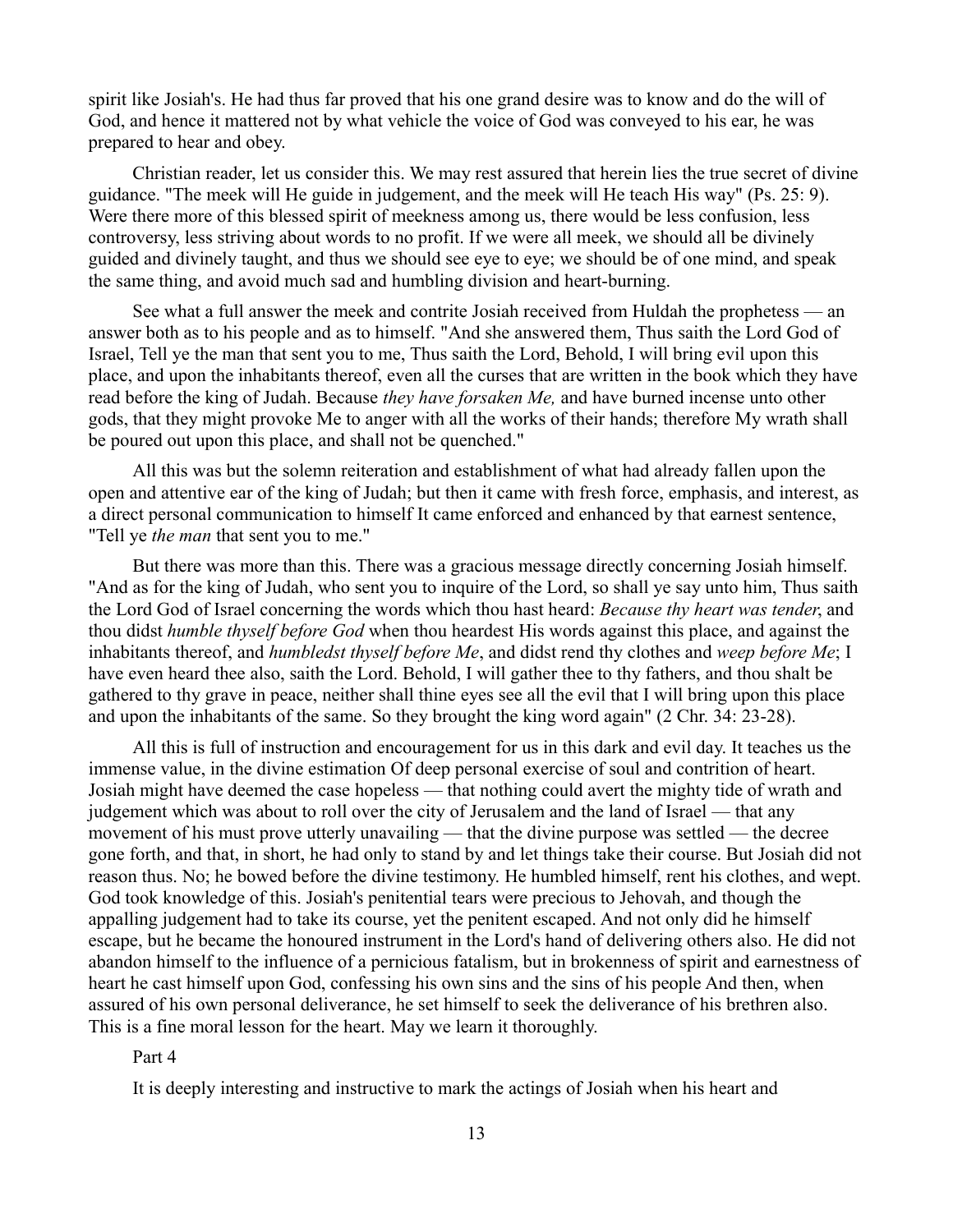spirit like Josiah's. He had thus far proved that his one grand desire was to know and do the will of God, and hence it mattered not by what vehicle the voice of God was conveyed to his ear, he was prepared to hear and obey.

Christian reader, let us consider this. We may rest assured that herein lies the true secret of divine guidance. "The meek will He guide in judgement, and the meek will He teach His way" (Ps. 25: 9). Were there more of this blessed spirit of meekness among us, there would be less confusion, less controversy, less striving about words to no profit. If we were all meek, we should all be divinely guided and divinely taught, and thus we should see eye to eye; we should be of one mind, and speak the same thing, and avoid much sad and humbling division and heart-burning.

See what a full answer the meek and contrite Josiah received from Huldah the prophetess — an answer both as to his people and as to himself. "And she answered them, Thus saith the Lord God of Israel, Tell ye the man that sent you to me, Thus saith the Lord, Behold, I will bring evil upon this place, and upon the inhabitants thereof, even all the curses that are written in the book which they have read before the king of Judah. Because *they have forsaken Me,* and have burned incense unto other gods, that they might provoke Me to anger with all the works of their hands; therefore My wrath shall be poured out upon this place, and shall not be quenched."

All this was but the solemn reiteration and establishment of what had already fallen upon the open and attentive ear of the king of Judah; but then it came with fresh force, emphasis, and interest, as a direct personal communication to himself It came enforced and enhanced by that earnest sentence, "Tell ye *the man* that sent you to me."

But there was more than this. There was a gracious message directly concerning Josiah himself. "And as for the king of Judah, who sent you to inquire of the Lord, so shall ye say unto him, Thus saith the Lord God of Israel concerning the words which thou hast heard: *Because thy heart was tender*, and thou didst *humble thyself before God* when thou heardest His words against this place, and against the inhabitants thereof, and *humbledst thyself before Me*, and didst rend thy clothes and *weep before Me*; I have even heard thee also, saith the Lord. Behold, I will gather thee to thy fathers, and thou shalt be gathered to thy grave in peace, neither shall thine eyes see all the evil that I will bring upon this place and upon the inhabitants of the same. So they brought the king word again" (2 Chr. 34: 23-28).

All this is full of instruction and encouragement for us in this dark and evil day. It teaches us the immense value, in the divine estimation Of deep personal exercise of soul and contrition of heart. Josiah might have deemed the case hopeless — that nothing could avert the mighty tide of wrath and judgement which was about to roll over the city of Jerusalem and the land of Israel — that any movement of his must prove utterly unavailing — that the divine purpose was settled — the decree gone forth, and that, in short, he had only to stand by and let things take their course. But Josiah did not reason thus. No; he bowed before the divine testimony. He humbled himself, rent his clothes, and wept. God took knowledge of this. Josiah's penitential tears were precious to Jehovah, and though the appalling judgement had to take its course, yet the penitent escaped. And not only did he himself escape, but he became the honoured instrument in the Lord's hand of delivering others also. He did not abandon himself to the influence of a pernicious fatalism, but in brokenness of spirit and earnestness of heart he cast himself upon God, confessing his own sins and the sins of his people And then, when assured of his own personal deliverance, he set himself to seek the deliverance of his brethren also. This is a fine moral lesson for the heart. May we learn it thoroughly.

Part 4

It is deeply interesting and instructive to mark the actings of Josiah when his heart and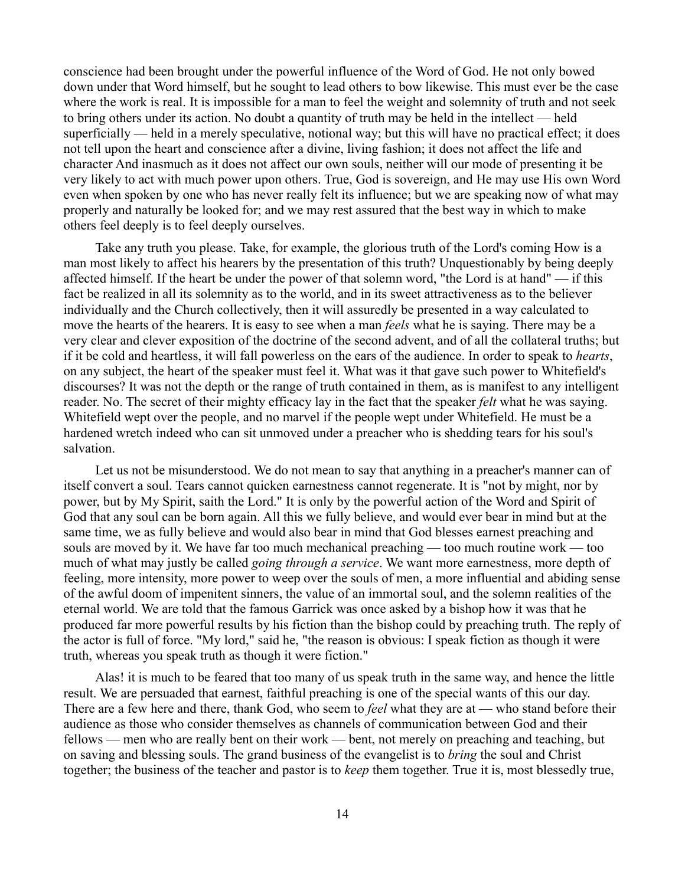conscience had been brought under the powerful influence of the Word of God. He not only bowed down under that Word himself, but he sought to lead others to bow likewise. This must ever be the case where the work is real. It is impossible for a man to feel the weight and solemnity of truth and not seek to bring others under its action. No doubt a quantity of truth may be held in the intellect — held superficially — held in a merely speculative, notional way; but this will have no practical effect; it does not tell upon the heart and conscience after a divine, living fashion; it does not affect the life and character And inasmuch as it does not affect our own souls, neither will our mode of presenting it be very likely to act with much power upon others. True, God is sovereign, and He may use His own Word even when spoken by one who has never really felt its influence; but we are speaking now of what may properly and naturally be looked for; and we may rest assured that the best way in which to make others feel deeply is to feel deeply ourselves.

Take any truth you please. Take, for example, the glorious truth of the Lord's coming How is a man most likely to affect his hearers by the presentation of this truth? Unquestionably by being deeply affected himself. If the heart be under the power of that solemn word, "the Lord is at hand" — if this fact be realized in all its solemnity as to the world, and in its sweet attractiveness as to the believer individually and the Church collectively, then it will assuredly be presented in a way calculated to move the hearts of the hearers. It is easy to see when a man *feels* what he is saying. There may be a very clear and clever exposition of the doctrine of the second advent, and of all the collateral truths; but if it be cold and heartless, it will fall powerless on the ears of the audience. In order to speak to *hearts*, on any subject, the heart of the speaker must feel it. What was it that gave such power to Whitefield's discourses? It was not the depth or the range of truth contained in them, as is manifest to any intelligent reader. No. The secret of their mighty efficacy lay in the fact that the speaker *felt* what he was saying. Whitefield wept over the people, and no marvel if the people wept under Whitefield. He must be a hardened wretch indeed who can sit unmoved under a preacher who is shedding tears for his soul's salvation.

Let us not be misunderstood. We do not mean to say that anything in a preacher's manner can of itself convert a soul. Tears cannot quicken earnestness cannot regenerate. It is "not by might, nor by power, but by My Spirit, saith the Lord." It is only by the powerful action of the Word and Spirit of God that any soul can be born again. All this we fully believe, and would ever bear in mind but at the same time, we as fully believe and would also bear in mind that God blesses earnest preaching and souls are moved by it. We have far too much mechanical preaching — too much routine work — too much of what may justly be called *going through a service*. We want more earnestness, more depth of feeling, more intensity, more power to weep over the souls of men, a more influential and abiding sense of the awful doom of impenitent sinners, the value of an immortal soul, and the solemn realities of the eternal world. We are told that the famous Garrick was once asked by a bishop how it was that he produced far more powerful results by his fiction than the bishop could by preaching truth. The reply of the actor is full of force. "My lord," said he, "the reason is obvious: I speak fiction as though it were truth, whereas you speak truth as though it were fiction."

Alas! it is much to be feared that too many of us speak truth in the same way, and hence the little result. We are persuaded that earnest, faithful preaching is one of the special wants of this our day. There are a few here and there, thank God, who seem to *feel* what they are at — who stand before their audience as those who consider themselves as channels of communication between God and their fellows — men who are really bent on their work — bent, not merely on preaching and teaching, but on saving and blessing souls. The grand business of the evangelist is to *bring* the soul and Christ together; the business of the teacher and pastor is to *keep* them together. True it is, most blessedly true,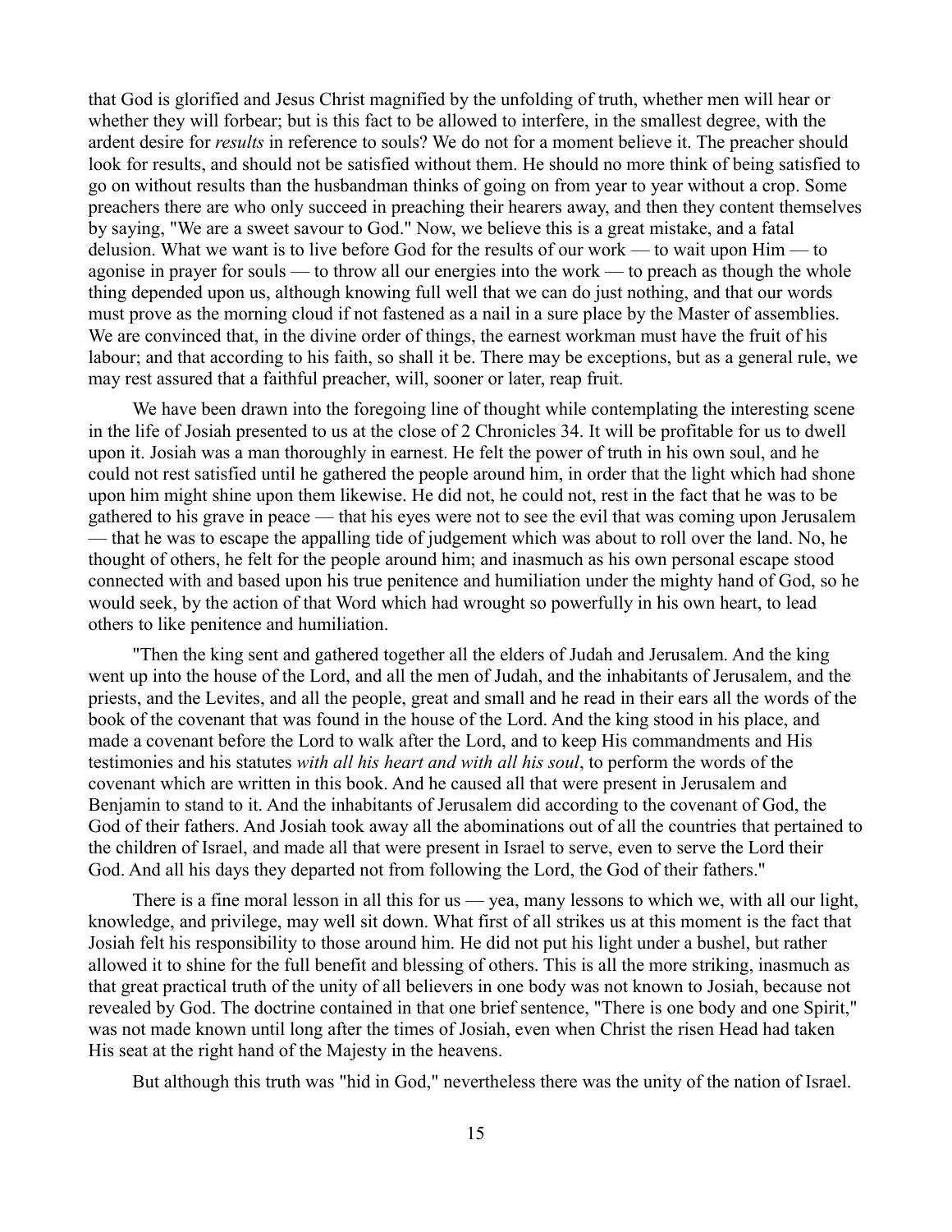that God is glorified and Jesus Christ magnified by the unfolding of truth, whether men will hear or whether they will forbear; but is this fact to be allowed to interfere, in the smallest degree, with the ardent desire for *results* in reference to souls? We do not for a moment believe it. The preacher should look for results, and should not be satisfied without them. He should no more think of being satisfied to go on without results than the husbandman thinks of going on from year to year without a crop. Some preachers there are who only succeed in preaching their hearers away, and then they content themselves by saying, "We are a sweet savour to God." Now, we believe this is a great mistake, and a fatal delusion. What we want is to live before God for the results of our work — to wait upon Him — to agonise in prayer for souls — to throw all our energies into the work — to preach as though the whole thing depended upon us, although knowing full well that we can do just nothing, and that our words must prove as the morning cloud if not fastened as a nail in a sure place by the Master of assemblies. We are convinced that, in the divine order of things, the earnest workman must have the fruit of his labour; and that according to his faith, so shall it be. There may be exceptions, but as a general rule, we may rest assured that a faithful preacher, will, sooner or later, reap fruit.

We have been drawn into the foregoing line of thought while contemplating the interesting scene in the life of Josiah presented to us at the close of 2 Chronicles 34. It will be profitable for us to dwell upon it. Josiah was a man thoroughly in earnest. He felt the power of truth in his own soul, and he could not rest satisfied until he gathered the people around him, in order that the light which had shone upon him might shine upon them likewise. He did not, he could not, rest in the fact that he was to be gathered to his grave in peace — that his eyes were not to see the evil that was coming upon Jerusalem — that he was to escape the appalling tide of judgement which was about to roll over the land. No, he thought of others, he felt for the people around him; and inasmuch as his own personal escape stood connected with and based upon his true penitence and humiliation under the mighty hand of God, so he would seek, by the action of that Word which had wrought so powerfully in his own heart, to lead others to like penitence and humiliation.

"Then the king sent and gathered together all the elders of Judah and Jerusalem. And the king went up into the house of the Lord, and all the men of Judah, and the inhabitants of Jerusalem, and the priests, and the Levites, and all the people, great and small and he read in their ears all the words of the book of the covenant that was found in the house of the Lord. And the king stood in his place, and made a covenant before the Lord to walk after the Lord, and to keep His commandments and His testimonies and his statutes *with all his heart and with all his soul*, to perform the words of the covenant which are written in this book. And he caused all that were present in Jerusalem and Benjamin to stand to it. And the inhabitants of Jerusalem did according to the covenant of God, the God of their fathers. And Josiah took away all the abominations out of all the countries that pertained to the children of Israel, and made all that were present in Israel to serve, even to serve the Lord their God. And all his days they departed not from following the Lord, the God of their fathers."

There is a fine moral lesson in all this for us — yea, many lessons to which we, with all our light, knowledge, and privilege, may well sit down. What first of all strikes us at this moment is the fact that Josiah felt his responsibility to those around him. He did not put his light under a bushel, but rather allowed it to shine for the full benefit and blessing of others. This is all the more striking, inasmuch as that great practical truth of the unity of all believers in one body was not known to Josiah, because not revealed by God. The doctrine contained in that one brief sentence, "There is one body and one Spirit," was not made known until long after the times of Josiah, even when Christ the risen Head had taken His seat at the right hand of the Majesty in the heavens.

But although this truth was "hid in God," nevertheless there was the unity of the nation of Israel.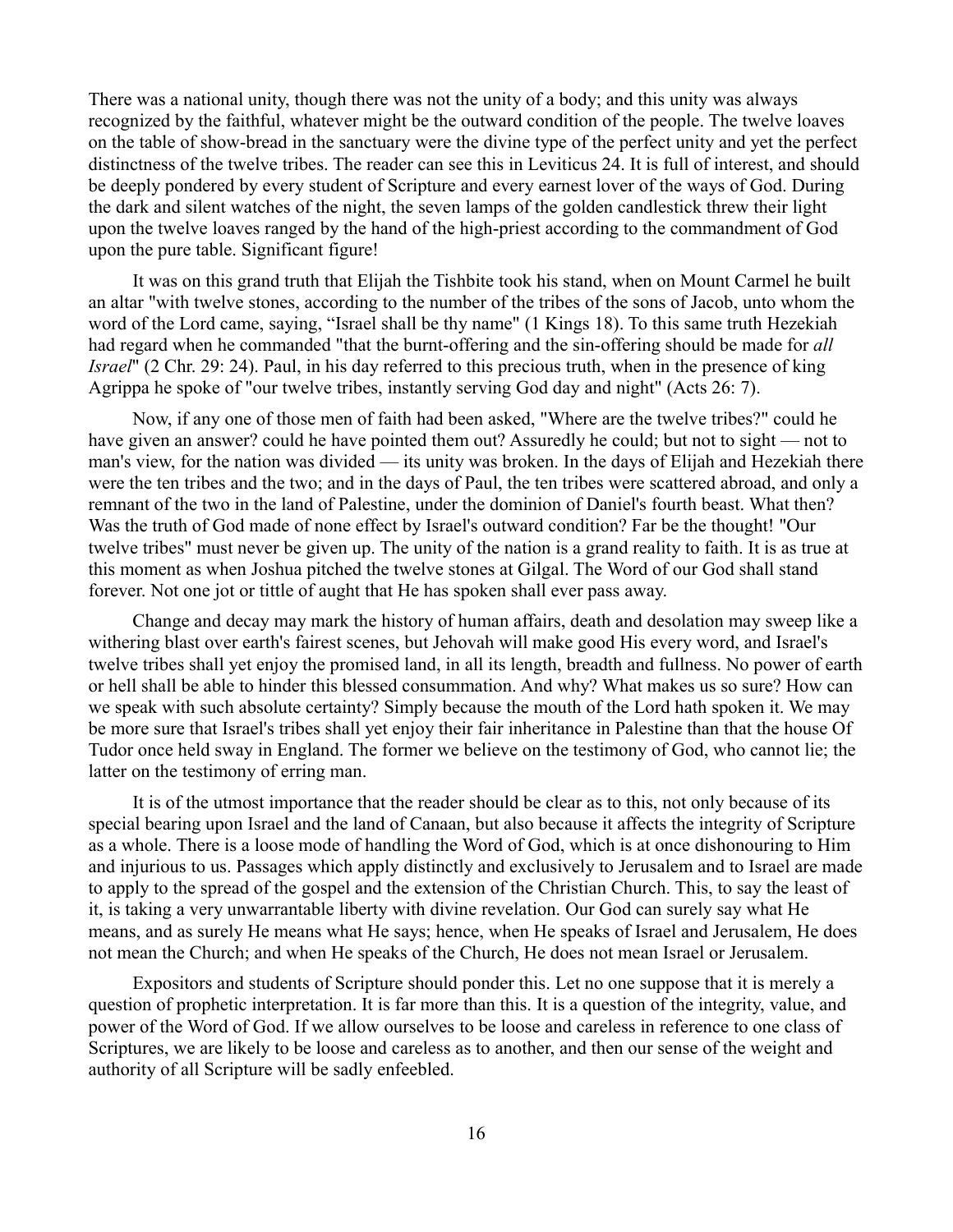There was a national unity, though there was not the unity of a body; and this unity was always recognized by the faithful, whatever might be the outward condition of the people. The twelve loaves on the table of show-bread in the sanctuary were the divine type of the perfect unity and yet the perfect distinctness of the twelve tribes. The reader can see this in Leviticus 24. It is full of interest, and should be deeply pondered by every student of Scripture and every earnest lover of the ways of God. During the dark and silent watches of the night, the seven lamps of the golden candlestick threw their light upon the twelve loaves ranged by the hand of the high-priest according to the commandment of God upon the pure table. Significant figure!

It was on this grand truth that Elijah the Tishbite took his stand, when on Mount Carmel he built an altar "with twelve stones, according to the number of the tribes of the sons of Jacob, unto whom the word of the Lord came, saying, "Israel shall be thy name" (1 Kings 18). To this same truth Hezekiah had regard when he commanded "that the burnt-offering and the sin-offering should be made for *all Israel*" (2 Chr. 29: 24). Paul, in his day referred to this precious truth, when in the presence of king Agrippa he spoke of "our twelve tribes, instantly serving God day and night" (Acts 26: 7).

Now, if any one of those men of faith had been asked, "Where are the twelve tribes?" could he have given an answer? could he have pointed them out? Assuredly he could; but not to sight — not to man's view, for the nation was divided — its unity was broken. In the days of Elijah and Hezekiah there were the ten tribes and the two; and in the days of Paul, the ten tribes were scattered abroad, and only a remnant of the two in the land of Palestine, under the dominion of Daniel's fourth beast. What then? Was the truth of God made of none effect by Israel's outward condition? Far be the thought! "Our twelve tribes" must never be given up. The unity of the nation is a grand reality to faith. It is as true at this moment as when Joshua pitched the twelve stones at Gilgal. The Word of our God shall stand forever. Not one jot or tittle of aught that He has spoken shall ever pass away.

Change and decay may mark the history of human affairs, death and desolation may sweep like a withering blast over earth's fairest scenes, but Jehovah will make good His every word, and Israel's twelve tribes shall yet enjoy the promised land, in all its length, breadth and fullness. No power of earth or hell shall be able to hinder this blessed consummation. And why? What makes us so sure? How can we speak with such absolute certainty? Simply because the mouth of the Lord hath spoken it. We may be more sure that Israel's tribes shall yet enjoy their fair inheritance in Palestine than that the house Of Tudor once held sway in England. The former we believe on the testimony of God, who cannot lie; the latter on the testimony of erring man.

It is of the utmost importance that the reader should be clear as to this, not only because of its special bearing upon Israel and the land of Canaan, but also because it affects the integrity of Scripture as a whole. There is a loose mode of handling the Word of God, which is at once dishonouring to Him and injurious to us. Passages which apply distinctly and exclusively to Jerusalem and to Israel are made to apply to the spread of the gospel and the extension of the Christian Church. This, to say the least of it, is taking a very unwarrantable liberty with divine revelation. Our God can surely say what He means, and as surely He means what He says; hence, when He speaks of Israel and Jerusalem, He does not mean the Church; and when He speaks of the Church, He does not mean Israel or Jerusalem.

Expositors and students of Scripture should ponder this. Let no one suppose that it is merely a question of prophetic interpretation. It is far more than this. It is a question of the integrity, value, and power of the Word of God. If we allow ourselves to be loose and careless in reference to one class of Scriptures, we are likely to be loose and careless as to another, and then our sense of the weight and authority of all Scripture will be sadly enfeebled.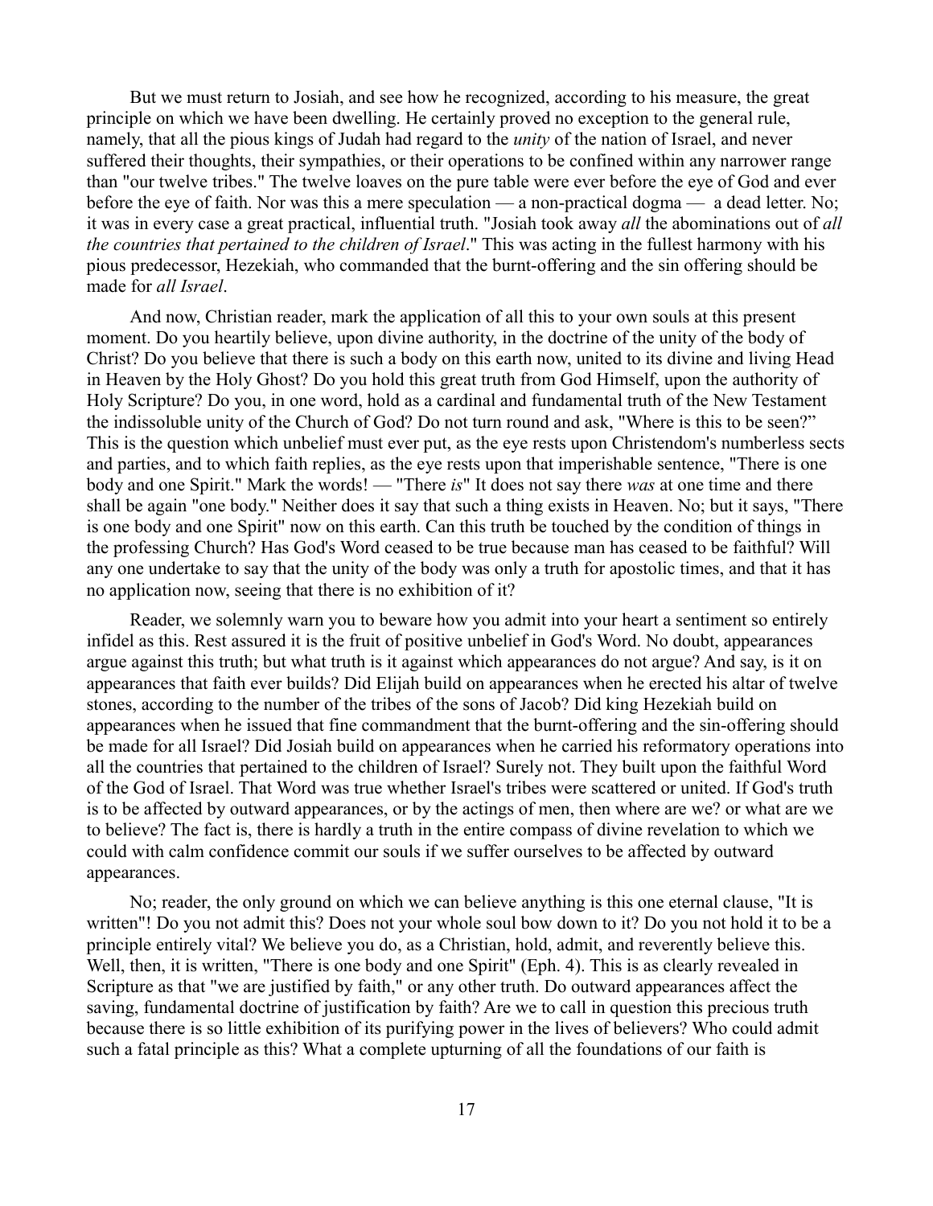But we must return to Josiah, and see how he recognized, according to his measure, the great principle on which we have been dwelling. He certainly proved no exception to the general rule, namely, that all the pious kings of Judah had regard to the *unity* of the nation of Israel, and never suffered their thoughts, their sympathies, or their operations to be confined within any narrower range than "our twelve tribes." The twelve loaves on the pure table were ever before the eye of God and ever before the eye of faith. Nor was this a mere speculation — a non-practical dogma — a dead letter. No; it was in every case a great practical, influential truth. "Josiah took away *all* the abominations out of *all the countries that pertained to the children of Israel*." This was acting in the fullest harmony with his pious predecessor, Hezekiah, who commanded that the burnt-offering and the sin offering should be made for *all Israel*.

And now, Christian reader, mark the application of all this to your own souls at this present moment. Do you heartily believe, upon divine authority, in the doctrine of the unity of the body of Christ? Do you believe that there is such a body on this earth now, united to its divine and living Head in Heaven by the Holy Ghost? Do you hold this great truth from God Himself, upon the authority of Holy Scripture? Do you, in one word, hold as a cardinal and fundamental truth of the New Testament the indissoluble unity of the Church of God? Do not turn round and ask, "Where is this to be seen?" This is the question which unbelief must ever put, as the eye rests upon Christendom's numberless sects and parties, and to which faith replies, as the eye rests upon that imperishable sentence, "There is one body and one Spirit." Mark the words! — "There *is*" It does not say there *was* at one time and there shall be again "one body." Neither does it say that such a thing exists in Heaven. No; but it says, "There is one body and one Spirit" now on this earth. Can this truth be touched by the condition of things in the professing Church? Has God's Word ceased to be true because man has ceased to be faithful? Will any one undertake to say that the unity of the body was only a truth for apostolic times, and that it has no application now, seeing that there is no exhibition of it?

Reader, we solemnly warn you to beware how you admit into your heart a sentiment so entirely infidel as this. Rest assured it is the fruit of positive unbelief in God's Word. No doubt, appearances argue against this truth; but what truth is it against which appearances do not argue? And say, is it on appearances that faith ever builds? Did Elijah build on appearances when he erected his altar of twelve stones, according to the number of the tribes of the sons of Jacob? Did king Hezekiah build on appearances when he issued that fine commandment that the burnt-offering and the sin-offering should be made for all Israel? Did Josiah build on appearances when he carried his reformatory operations into all the countries that pertained to the children of Israel? Surely not. They built upon the faithful Word of the God of Israel. That Word was true whether Israel's tribes were scattered or united. If God's truth is to be affected by outward appearances, or by the actings of men, then where are we? or what are we to believe? The fact is, there is hardly a truth in the entire compass of divine revelation to which we could with calm confidence commit our souls if we suffer ourselves to be affected by outward appearances.

No; reader, the only ground on which we can believe anything is this one eternal clause, "It is written"! Do you not admit this? Does not your whole soul bow down to it? Do you not hold it to be a principle entirely vital? We believe you do, as a Christian, hold, admit, and reverently believe this. Well, then, it is written, "There is one body and one Spirit" (Eph. 4). This is as clearly revealed in Scripture as that "we are justified by faith," or any other truth. Do outward appearances affect the saving, fundamental doctrine of justification by faith? Are we to call in question this precious truth because there is so little exhibition of its purifying power in the lives of believers? Who could admit such a fatal principle as this? What a complete upturning of all the foundations of our faith is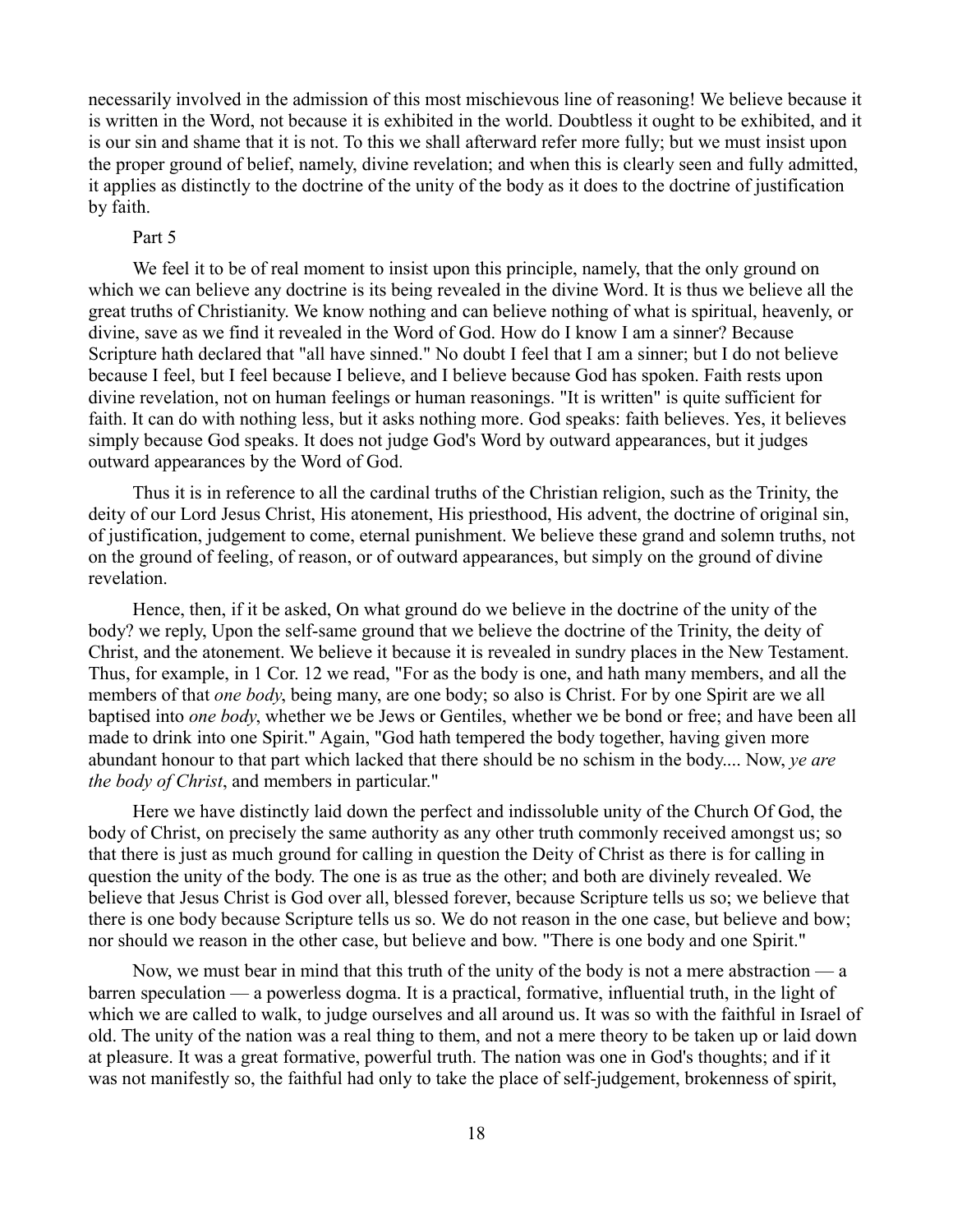necessarily involved in the admission of this most mischievous line of reasoning! We believe because it is written in the Word, not because it is exhibited in the world. Doubtless it ought to be exhibited, and it is our sin and shame that it is not. To this we shall afterward refer more fully; but we must insist upon the proper ground of belief, namely, divine revelation; and when this is clearly seen and fully admitted, it applies as distinctly to the doctrine of the unity of the body as it does to the doctrine of justification by faith.

Part 5

We feel it to be of real moment to insist upon this principle, namely, that the only ground on which we can believe any doctrine is its being revealed in the divine Word. It is thus we believe all the great truths of Christianity. We know nothing and can believe nothing of what is spiritual, heavenly, or divine, save as we find it revealed in the Word of God. How do I know I am a sinner? Because Scripture hath declared that "all have sinned." No doubt I feel that I am a sinner; but I do not believe because I feel, but I feel because I believe, and I believe because God has spoken. Faith rests upon divine revelation, not on human feelings or human reasonings. "It is written" is quite sufficient for faith. It can do with nothing less, but it asks nothing more. God speaks: faith believes. Yes, it believes simply because God speaks. It does not judge God's Word by outward appearances, but it judges outward appearances by the Word of God.

Thus it is in reference to all the cardinal truths of the Christian religion, such as the Trinity, the deity of our Lord Jesus Christ, His atonement, His priesthood, His advent, the doctrine of original sin, of justification, judgement to come, eternal punishment. We believe these grand and solemn truths, not on the ground of feeling, of reason, or of outward appearances, but simply on the ground of divine revelation.

Hence, then, if it be asked, On what ground do we believe in the doctrine of the unity of the body? we reply, Upon the self-same ground that we believe the doctrine of the Trinity, the deity of Christ, and the atonement. We believe it because it is revealed in sundry places in the New Testament. Thus, for example, in 1 Cor. 12 we read, "For as the body is one, and hath many members, and all the members of that *one body*, being many, are one body; so also is Christ. For by one Spirit are we all baptised into *one body*, whether we be Jews or Gentiles, whether we be bond or free; and have been all made to drink into one Spirit." Again, "God hath tempered the body together, having given more abundant honour to that part which lacked that there should be no schism in the body.... Now, *ye are the body of Christ*, and members in particular."

Here we have distinctly laid down the perfect and indissoluble unity of the Church Of God, the body of Christ, on precisely the same authority as any other truth commonly received amongst us; so that there is just as much ground for calling in question the Deity of Christ as there is for calling in question the unity of the body. The one is as true as the other; and both are divinely revealed. We believe that Jesus Christ is God over all, blessed forever, because Scripture tells us so; we believe that there is one body because Scripture tells us so. We do not reason in the one case, but believe and bow; nor should we reason in the other case, but believe and bow. "There is one body and one Spirit."

Now, we must bear in mind that this truth of the unity of the body is not a mere abstraction — a barren speculation — a powerless dogma. It is a practical, formative, influential truth, in the light of which we are called to walk, to judge ourselves and all around us. It was so with the faithful in Israel of old. The unity of the nation was a real thing to them, and not a mere theory to be taken up or laid down at pleasure. It was a great formative, powerful truth. The nation was one in God's thoughts; and if it was not manifestly so, the faithful had only to take the place of self-judgement, brokenness of spirit,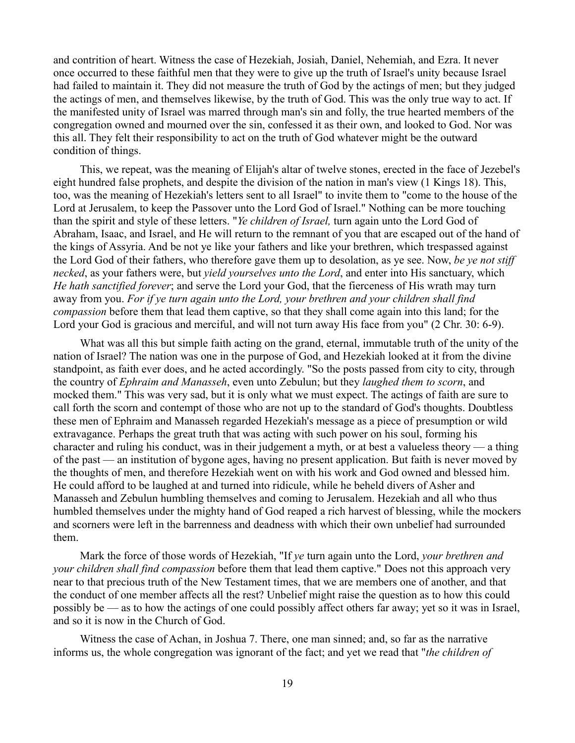and contrition of heart. Witness the case of Hezekiah, Josiah, Daniel, Nehemiah, and Ezra. It never once occurred to these faithful men that they were to give up the truth of Israel's unity because Israel had failed to maintain it. They did not measure the truth of God by the actings of men; but they judged the actings of men, and themselves likewise, by the truth of God. This was the only true way to act. If the manifested unity of Israel was marred through man's sin and folly, the true hearted members of the congregation owned and mourned over the sin, confessed it as their own, and looked to God. Nor was this all. They felt their responsibility to act on the truth of God whatever might be the outward condition of things.

This, we repeat, was the meaning of Elijah's altar of twelve stones, erected in the face of Jezebel's eight hundred false prophets, and despite the division of the nation in man's view (1 Kings 18). This, too, was the meaning of Hezekiah's letters sent to all Israel" to invite them to "come to the house of the Lord at Jerusalem, to keep the Passover unto the Lord God of Israel." Nothing can be more touching than the spirit and style of these letters. "*Ye children of Israel,* turn again unto the Lord God of Abraham, Isaac, and Israel, and He will return to the remnant of you that are escaped out of the hand of the kings of Assyria. And be not ye like your fathers and like your brethren, which trespassed against the Lord God of their fathers, who therefore gave them up to desolation, as ye see. Now, *be ye not stiff necked*, as your fathers were, but *yield yourselves unto the Lord*, and enter into His sanctuary, which *He hath sanctified forever*; and serve the Lord your God, that the fierceness of His wrath may turn away from you. *For if ye turn again unto the Lord, your brethren and your children shall find compassion* before them that lead them captive, so that they shall come again into this land; for the Lord your God is gracious and merciful, and will not turn away His face from you" (2 Chr. 30: 6-9).

What was all this but simple faith acting on the grand, eternal, immutable truth of the unity of the nation of Israel? The nation was one in the purpose of God, and Hezekiah looked at it from the divine standpoint, as faith ever does, and he acted accordingly. "So the posts passed from city to city, through the country of *Ephraim and Manasseh*, even unto Zebulun; but they *laughed them to scorn*, and mocked them." This was very sad, but it is only what we must expect. The actings of faith are sure to call forth the scorn and contempt of those who are not up to the standard of God's thoughts. Doubtless these men of Ephraim and Manasseh regarded Hezekiah's message as a piece of presumption or wild extravagance. Perhaps the great truth that was acting with such power on his soul, forming his character and ruling his conduct, was in their judgement a myth, or at best a valueless theory — a thing of the past — an institution of bygone ages, having no present application. But faith is never moved by the thoughts of men, and therefore Hezekiah went on with his work and God owned and blessed him. He could afford to be laughed at and turned into ridicule, while he beheld divers of Asher and Manasseh and Zebulun humbling themselves and coming to Jerusalem. Hezekiah and all who thus humbled themselves under the mighty hand of God reaped a rich harvest of blessing, while the mockers and scorners were left in the barrenness and deadness with which their own unbelief had surrounded them.

Mark the force of those words of Hezekiah, "If *ye* turn again unto the Lord, *your brethren and your children shall find compassion* before them that lead them captive." Does not this approach very near to that precious truth of the New Testament times, that we are members one of another, and that the conduct of one member affects all the rest? Unbelief might raise the question as to how this could possibly be — as to how the actings of one could possibly affect others far away; yet so it was in Israel, and so it is now in the Church of God.

Witness the case of Achan, in Joshua 7. There, one man sinned; and, so far as the narrative informs us, the whole congregation was ignorant of the fact; and yet we read that "*the children of*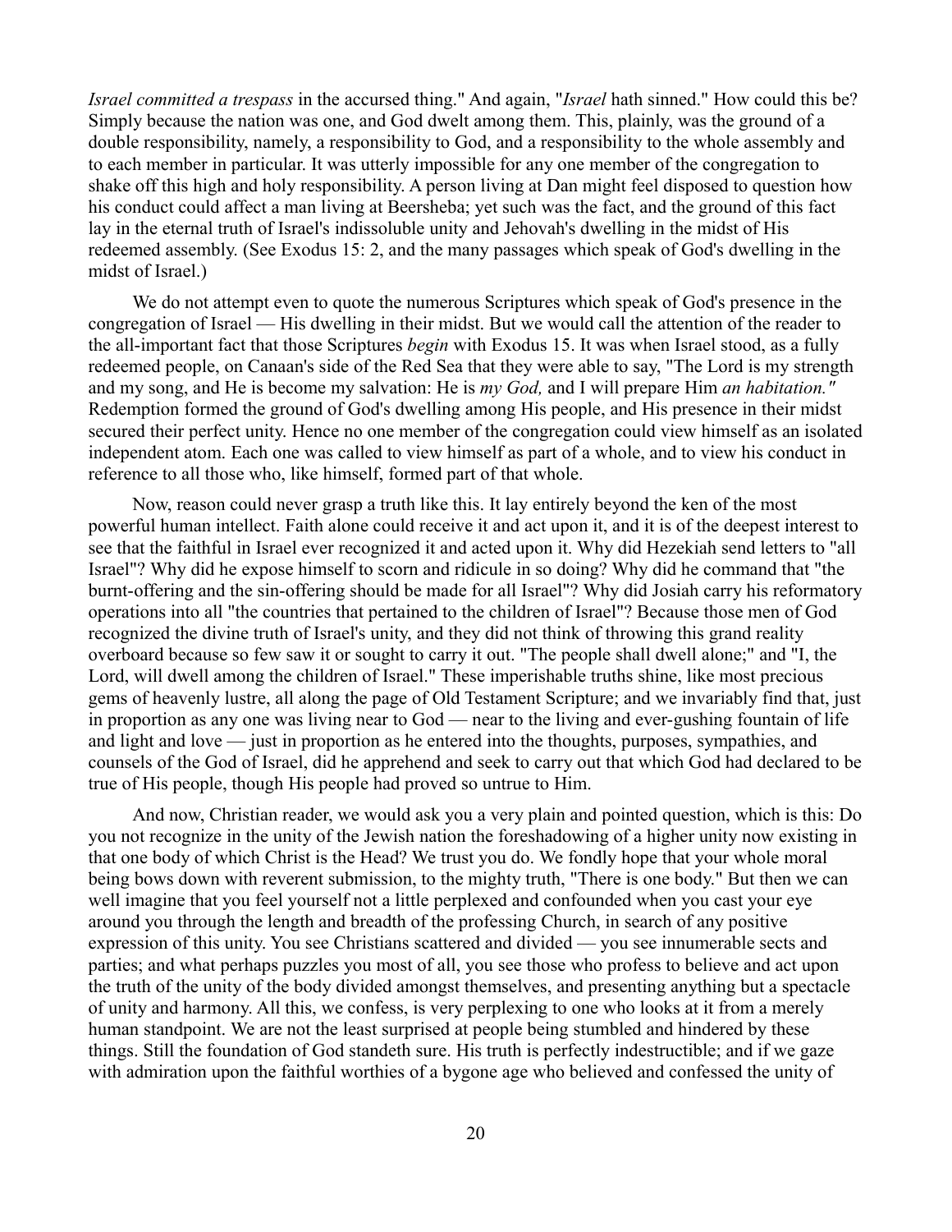*Israel committed a trespass* in the accursed thing." And again, "*Israel* hath sinned." How could this be? Simply because the nation was one, and God dwelt among them. This, plainly, was the ground of a double responsibility, namely, a responsibility to God, and a responsibility to the whole assembly and to each member in particular. It was utterly impossible for any one member of the congregation to shake off this high and holy responsibility. A person living at Dan might feel disposed to question how his conduct could affect a man living at Beersheba; yet such was the fact, and the ground of this fact lay in the eternal truth of Israel's indissoluble unity and Jehovah's dwelling in the midst of His redeemed assembly. (See Exodus 15: 2, and the many passages which speak of God's dwelling in the midst of Israel.)

We do not attempt even to quote the numerous Scriptures which speak of God's presence in the congregation of Israel — His dwelling in their midst. But we would call the attention of the reader to the all-important fact that those Scriptures *begin* with Exodus 15. It was when Israel stood, as a fully redeemed people, on Canaan's side of the Red Sea that they were able to say, "The Lord is my strength and my song, and He is become my salvation: He is *my God,* and I will prepare Him *an habitation."* Redemption formed the ground of God's dwelling among His people, and His presence in their midst secured their perfect unity. Hence no one member of the congregation could view himself as an isolated independent atom. Each one was called to view himself as part of a whole, and to view his conduct in reference to all those who, like himself, formed part of that whole.

Now, reason could never grasp a truth like this. It lay entirely beyond the ken of the most powerful human intellect. Faith alone could receive it and act upon it, and it is of the deepest interest to see that the faithful in Israel ever recognized it and acted upon it. Why did Hezekiah send letters to "all Israel"? Why did he expose himself to scorn and ridicule in so doing? Why did he command that "the burnt-offering and the sin-offering should be made for all Israel"? Why did Josiah carry his reformatory operations into all "the countries that pertained to the children of Israel"? Because those men of God recognized the divine truth of Israel's unity, and they did not think of throwing this grand reality overboard because so few saw it or sought to carry it out. "The people shall dwell alone;" and "I, the Lord, will dwell among the children of Israel." These imperishable truths shine, like most precious gems of heavenly lustre, all along the page of Old Testament Scripture; and we invariably find that, just in proportion as any one was living near to God — near to the living and ever-gushing fountain of life and light and love — just in proportion as he entered into the thoughts, purposes, sympathies, and counsels of the God of Israel, did he apprehend and seek to carry out that which God had declared to be true of His people, though His people had proved so untrue to Him.

And now, Christian reader, we would ask you a very plain and pointed question, which is this: Do you not recognize in the unity of the Jewish nation the foreshadowing of a higher unity now existing in that one body of which Christ is the Head? We trust you do. We fondly hope that your whole moral being bows down with reverent submission, to the mighty truth, "There is one body." But then we can well imagine that you feel yourself not a little perplexed and confounded when you cast your eye around you through the length and breadth of the professing Church, in search of any positive expression of this unity. You see Christians scattered and divided — you see innumerable sects and parties; and what perhaps puzzles you most of all, you see those who profess to believe and act upon the truth of the unity of the body divided amongst themselves, and presenting anything but a spectacle of unity and harmony. All this, we confess, is very perplexing to one who looks at it from a merely human standpoint. We are not the least surprised at people being stumbled and hindered by these things. Still the foundation of God standeth sure. His truth is perfectly indestructible; and if we gaze with admiration upon the faithful worthies of a bygone age who believed and confessed the unity of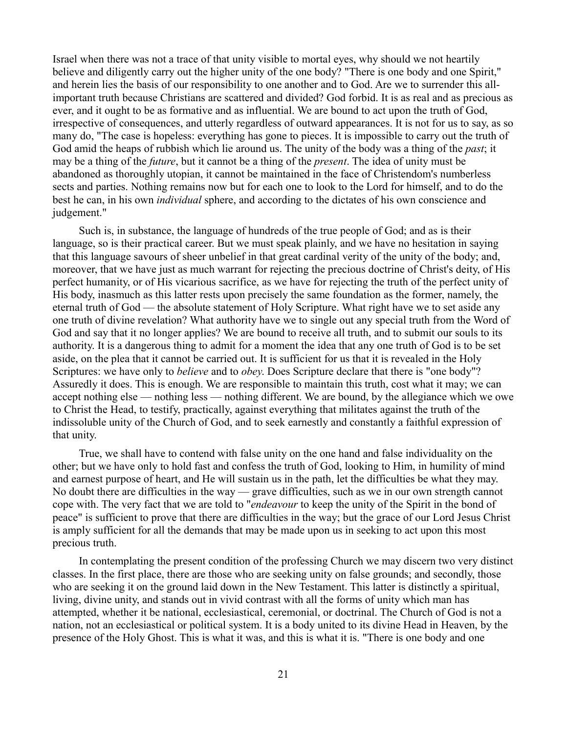Israel when there was not a trace of that unity visible to mortal eyes, why should we not heartily believe and diligently carry out the higher unity of the one body? "There is one body and one Spirit," and herein lies the basis of our responsibility to one another and to God. Are we to surrender this all-important truth because Christians are scattered and divided? God forbid. It is as real and as precious as ever, and it ought to be as formative and as influential. We are bound to act upon the truth of God, irrespective of consequences, and utterly regardless of outward appearances. It is not for us to say, as so many do, "The case is hopeless: everything has gone to pieces. It is impossible to carry out the truth of God amid the heaps of rubbish which lie around us. The unity of the body was a thing of the *past*; it may be a thing of the *future*, but it cannot be a thing of the *present*. The idea of unity must be abandoned as thoroughly utopian, it cannot be maintained in the face of Christendom's numberless sects and parties. Nothing remains now but for each one to look to the Lord for himself, and to do the best he can, in his own *individual* sphere, and according to the dictates of his own conscience and judgement."

Such is, in substance, the language of hundreds of the true people of God; and as is their language, so is their practical career. But we must speak plainly, and we have no hesitation in saying that this language savours of sheer unbelief in that great cardinal verity of the unity of the body; and, moreover, that we have just as much warrant for rejecting the precious doctrine of Christ's deity, of His perfect humanity, or of His vicarious sacrifice, as we have for rejecting the truth of the perfect unity of His body, inasmuch as this latter rests upon precisely the same foundation as the former, namely, the eternal truth of God — the absolute statement of Holy Scripture. What right have we to set aside any one truth of divine revelation? What authority have we to single out any special truth from the Word of God and say that it no longer applies? We are bound to receive all truth, and to submit our souls to its authority. It is a dangerous thing to admit for a moment the idea that any one truth of God is to be set aside, on the plea that it cannot be carried out. It is sufficient for us that it is revealed in the Holy Scriptures: we have only to *believe* and to *obey*. Does Scripture declare that there is "one body"? Assuredly it does. This is enough. We are responsible to maintain this truth, cost what it may; we can accept nothing else — nothing less — nothing different. We are bound, by the allegiance which we owe to Christ the Head, to testify, practically, against everything that militates against the truth of the indissoluble unity of the Church of God, and to seek earnestly and constantly a faithful expression of that unity.

True, we shall have to contend with false unity on the one hand and false individuality on the other; but we have only to hold fast and confess the truth of God, looking to Him, in humility of mind and earnest purpose of heart, and He will sustain us in the path, let the difficulties be what they may. No doubt there are difficulties in the way — grave difficulties, such as we in our own strength cannot cope with. The very fact that we are told to "*endeavour* to keep the unity of the Spirit in the bond of peace" is sufficient to prove that there are difficulties in the way; but the grace of our Lord Jesus Christ is amply sufficient for all the demands that may be made upon us in seeking to act upon this most precious truth.

In contemplating the present condition of the professing Church we may discern two very distinct classes. In the first place, there are those who are seeking unity on false grounds; and secondly, those who are seeking it on the ground laid down in the New Testament. This latter is distinctly a spiritual, living, divine unity, and stands out in vivid contrast with all the forms of unity which man has attempted, whether it be national, ecclesiastical, ceremonial, or doctrinal. The Church of God is not a nation, not an ecclesiastical or political system. It is a body united to its divine Head in Heaven, by the presence of the Holy Ghost. This is what it was, and this is what it is. "There is one body and one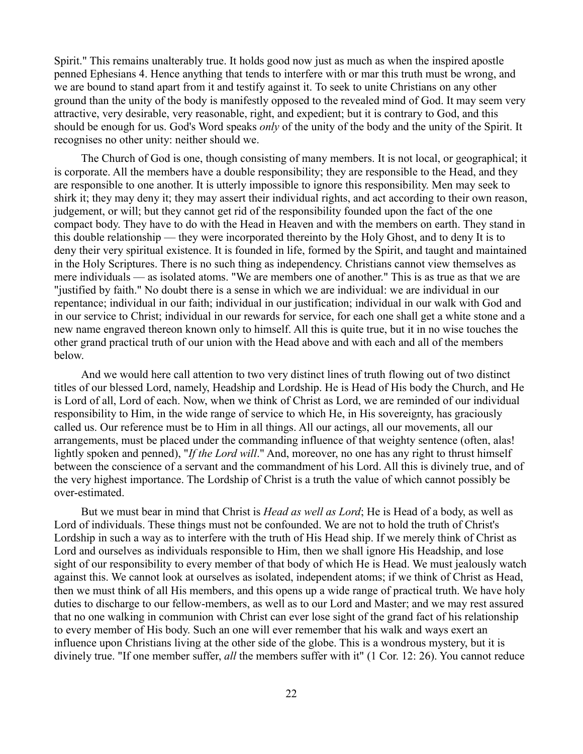Spirit." This remains unalterably true. It holds good now just as much as when the inspired apostle penned Ephesians 4. Hence anything that tends to interfere with or mar this truth must be wrong, and we are bound to stand apart from it and testify against it. To seek to unite Christians on any other ground than the unity of the body is manifestly opposed to the revealed mind of God. It may seem very attractive, very desirable, very reasonable, right, and expedient; but it is contrary to God, and this should be enough for us. God's Word speaks *only* of the unity of the body and the unity of the Spirit. It recognises no other unity: neither should we.

The Church of God is one, though consisting of many members. It is not local, or geographical; it is corporate. All the members have a double responsibility; they are responsible to the Head, and they are responsible to one another. It is utterly impossible to ignore this responsibility. Men may seek to shirk it; they may deny it; they may assert their individual rights, and act according to their own reason, judgement, or will; but they cannot get rid of the responsibility founded upon the fact of the one compact body. They have to do with the Head in Heaven and with the members on earth. They stand in this double relationship — they were incorporated thereinto by the Holy Ghost, and to deny It is to deny their very spiritual existence. It is founded in life, formed by the Spirit, and taught and maintained in the Holy Scriptures. There is no such thing as independency. Christians cannot view themselves as mere individuals — as isolated atoms. "We are members one of another." This is as true as that we are "justified by faith." No doubt there is a sense in which we are individual: we are individual in our repentance; individual in our faith; individual in our justification; individual in our walk with God and in our service to Christ; individual in our rewards for service, for each one shall get a white stone and a new name engraved thereon known only to himself. All this is quite true, but it in no wise touches the other grand practical truth of our union with the Head above and with each and all of the members below.

And we would here call attention to two very distinct lines of truth flowing out of two distinct titles of our blessed Lord, namely, Headship and Lordship. He is Head of His body the Church, and He is Lord of all, Lord of each. Now, when we think of Christ as Lord, we are reminded of our individual responsibility to Him, in the wide range of service to which He, in His sovereignty, has graciously called us. Our reference must be to Him in all things. All our actings, all our movements, all our arrangements, must be placed under the commanding influence of that weighty sentence (often, alas! lightly spoken and penned), "*If the Lord will*." And, moreover, no one has any right to thrust himself between the conscience of a servant and the commandment of his Lord. All this is divinely true, and of the very highest importance. The Lordship of Christ is a truth the value of which cannot possibly be over-estimated.

But we must bear in mind that Christ is *Head as well as Lord*; He is Head of a body, as well as Lord of individuals. These things must not be confounded. We are not to hold the truth of Christ's Lordship in such a way as to interfere with the truth of His Head ship. If we merely think of Christ as Lord and ourselves as individuals responsible to Him, then we shall ignore His Headship, and lose sight of our responsibility to every member of that body of which He is Head. We must jealously watch against this. We cannot look at ourselves as isolated, independent atoms; if we think of Christ as Head, then we must think of all His members, and this opens up a wide range of practical truth. We have holy duties to discharge to our fellow-members, as well as to our Lord and Master; and we may rest assured that no one walking in communion with Christ can ever lose sight of the grand fact of his relationship to every member of His body. Such an one will ever remember that his walk and ways exert an influence upon Christians living at the other side of the globe. This is a wondrous mystery, but it is divinely true. "If one member suffer, *all* the members suffer with it" (1 Cor. 12: 26). You cannot reduce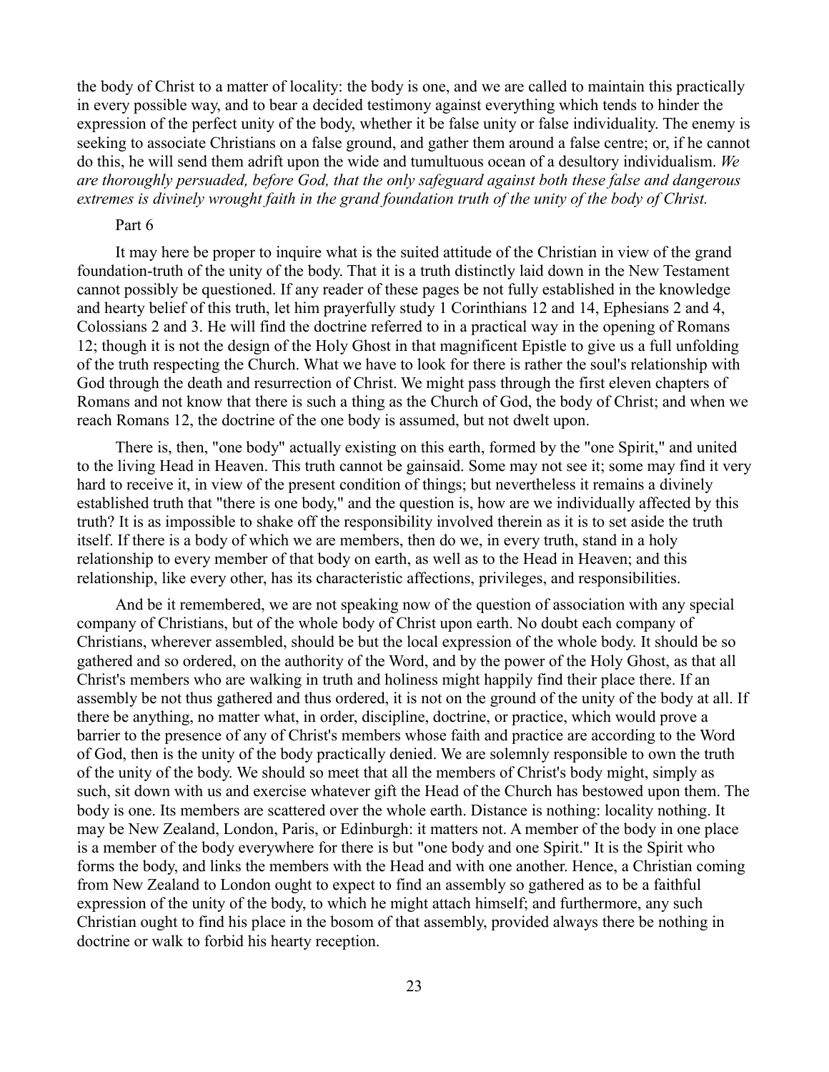the body of Christ to a matter of locality: the body is one, and we are called to maintain this practically in every possible way, and to bear a decided testimony against everything which tends to hinder the expression of the perfect unity of the body, whether it be false unity or false individuality. The enemy is seeking to associate Christians on a false ground, and gather them around a false centre; or, if he cannot do this, he will send them adrift upon the wide and tumultuous ocean of a desultory individualism. *We are thoroughly persuaded, before God, that the only safeguard against both these false and dangerous extremes is divinely wrought faith in the grand foundation truth of the unity of the body of Christ.*

Part 6

It may here be proper to inquire what is the suited attitude of the Christian in view of the grand foundation-truth of the unity of the body. That it is a truth distinctly laid down in the New Testament cannot possibly be questioned. If any reader of these pages be not fully established in the knowledge and hearty belief of this truth, let him prayerfully study 1 Corinthians 12 and 14, Ephesians 2 and 4, Colossians 2 and 3. He will find the doctrine referred to in a practical way in the opening of Romans 12; though it is not the design of the Holy Ghost in that magnificent Epistle to give us a full unfolding of the truth respecting the Church. What we have to look for there is rather the soul's relationship with God through the death and resurrection of Christ. We might pass through the first eleven chapters of Romans and not know that there is such a thing as the Church of God, the body of Christ; and when we reach Romans 12, the doctrine of the one body is assumed, but not dwelt upon.

There is, then, "one body" actually existing on this earth, formed by the "one Spirit," and united to the living Head in Heaven. This truth cannot be gainsaid. Some may not see it; some may find it very hard to receive it, in view of the present condition of things; but nevertheless it remains a divinely established truth that "there is one body," and the question is, how are we individually affected by this truth? It is as impossible to shake off the responsibility involved therein as it is to set aside the truth itself. If there is a body of which we are members, then do we, in every truth, stand in a holy relationship to every member of that body on earth, as well as to the Head in Heaven; and this relationship, like every other, has its characteristic affections, privileges, and responsibilities.

And be it remembered, we are not speaking now of the question of association with any special company of Christians, but of the whole body of Christ upon earth. No doubt each company of Christians, wherever assembled, should be but the local expression of the whole body. It should be so gathered and so ordered, on the authority of the Word, and by the power of the Holy Ghost, as that all Christ's members who are walking in truth and holiness might happily find their place there. If an assembly be not thus gathered and thus ordered, it is not on the ground of the unity of the body at all. If there be anything, no matter what, in order, discipline, doctrine, or practice, which would prove a barrier to the presence of any of Christ's members whose faith and practice are according to the Word of God, then is the unity of the body practically denied. We are solemnly responsible to own the truth of the unity of the body. We should so meet that all the members of Christ's body might, simply as such, sit down with us and exercise whatever gift the Head of the Church has bestowed upon them. The body is one. Its members are scattered over the whole earth. Distance is nothing: locality nothing. It may be New Zealand, London, Paris, or Edinburgh: it matters not. A member of the body in one place is a member of the body everywhere for there is but "one body and one Spirit." It is the Spirit who forms the body, and links the members with the Head and with one another. Hence, a Christian coming from New Zealand to London ought to expect to find an assembly so gathered as to be a faithful expression of the unity of the body, to which he might attach himself; and furthermore, any such Christian ought to find his place in the bosom of that assembly, provided always there be nothing in doctrine or walk to forbid his hearty reception.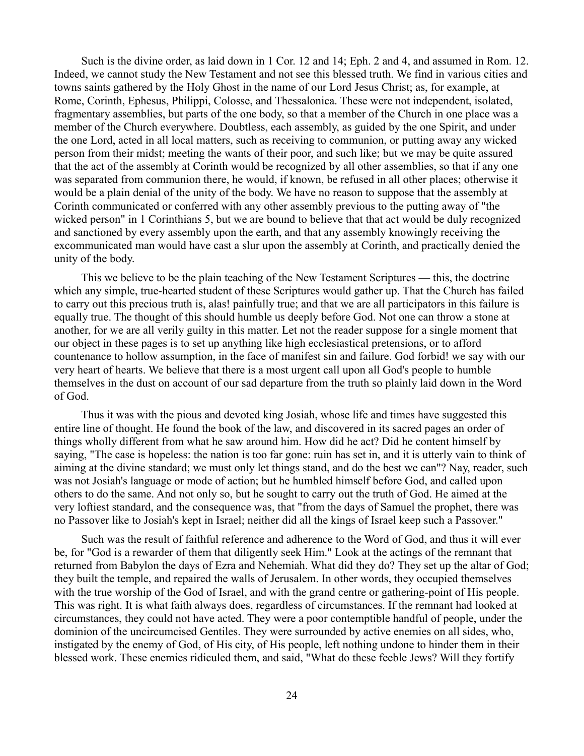Such is the divine order, as laid down in 1 Cor. 12 and 14; Eph. 2 and 4, and assumed in Rom. 12. Indeed, we cannot study the New Testament and not see this blessed truth. We find in various cities and towns saints gathered by the Holy Ghost in the name of our Lord Jesus Christ; as, for example, at Rome, Corinth, Ephesus, Philippi, Colosse, and Thessalonica. These were not independent, isolated, fragmentary assemblies, but parts of the one body, so that a member of the Church in one place was a member of the Church everywhere. Doubtless, each assembly, as guided by the one Spirit, and under the one Lord, acted in all local matters, such as receiving to communion, or putting away any wicked person from their midst; meeting the wants of their poor, and such like; but we may be quite assured that the act of the assembly at Corinth would be recognized by all other assemblies, so that if any one was separated from communion there, he would, if known, be refused in all other places; otherwise it would be a plain denial of the unity of the body. We have no reason to suppose that the assembly at Corinth communicated or conferred with any other assembly previous to the putting away of "the wicked person" in 1 Corinthians 5, but we are bound to believe that that act would be duly recognized and sanctioned by every assembly upon the earth, and that any assembly knowingly receiving the excommunicated man would have cast a slur upon the assembly at Corinth, and practically denied the unity of the body.

This we believe to be the plain teaching of the New Testament Scriptures — this, the doctrine which any simple, true-hearted student of these Scriptures would gather up. That the Church has failed to carry out this precious truth is, alas! painfully true; and that we are all participators in this failure is equally true. The thought of this should humble us deeply before God. Not one can throw a stone at another, for we are all verily guilty in this matter. Let not the reader suppose for a single moment that our object in these pages is to set up anything like high ecclesiastical pretensions, or to afford countenance to hollow assumption, in the face of manifest sin and failure. God forbid! we say with our very heart of hearts. We believe that there is a most urgent call upon all God's people to humble themselves in the dust on account of our sad departure from the truth so plainly laid down in the Word of God.

Thus it was with the pious and devoted king Josiah, whose life and times have suggested this entire line of thought. He found the book of the law, and discovered in its sacred pages an order of things wholly different from what he saw around him. How did he act? Did he content himself by saying, "The case is hopeless: the nation is too far gone: ruin has set in, and it is utterly vain to think of aiming at the divine standard; we must only let things stand, and do the best we can"? Nay, reader, such was not Josiah's language or mode of action; but he humbled himself before God, and called upon others to do the same. And not only so, but he sought to carry out the truth of God. He aimed at the very loftiest standard, and the consequence was, that "from the days of Samuel the prophet, there was no Passover like to Josiah's kept in Israel; neither did all the kings of Israel keep such a Passover."

Such was the result of faithful reference and adherence to the Word of God, and thus it will ever be, for "God is a rewarder of them that diligently seek Him." Look at the actings of the remnant that returned from Babylon the days of Ezra and Nehemiah. What did they do? They set up the altar of God; they built the temple, and repaired the walls of Jerusalem. In other words, they occupied themselves with the true worship of the God of Israel, and with the grand centre or gathering-point of His people. This was right. It is what faith always does, regardless of circumstances. If the remnant had looked at circumstances, they could not have acted. They were a poor contemptible handful of people, under the dominion of the uncircumcised Gentiles. They were surrounded by active enemies on all sides, who, instigated by the enemy of God, of His city, of His people, left nothing undone to hinder them in their blessed work. These enemies ridiculed them, and said, "What do these feeble Jews? Will they fortify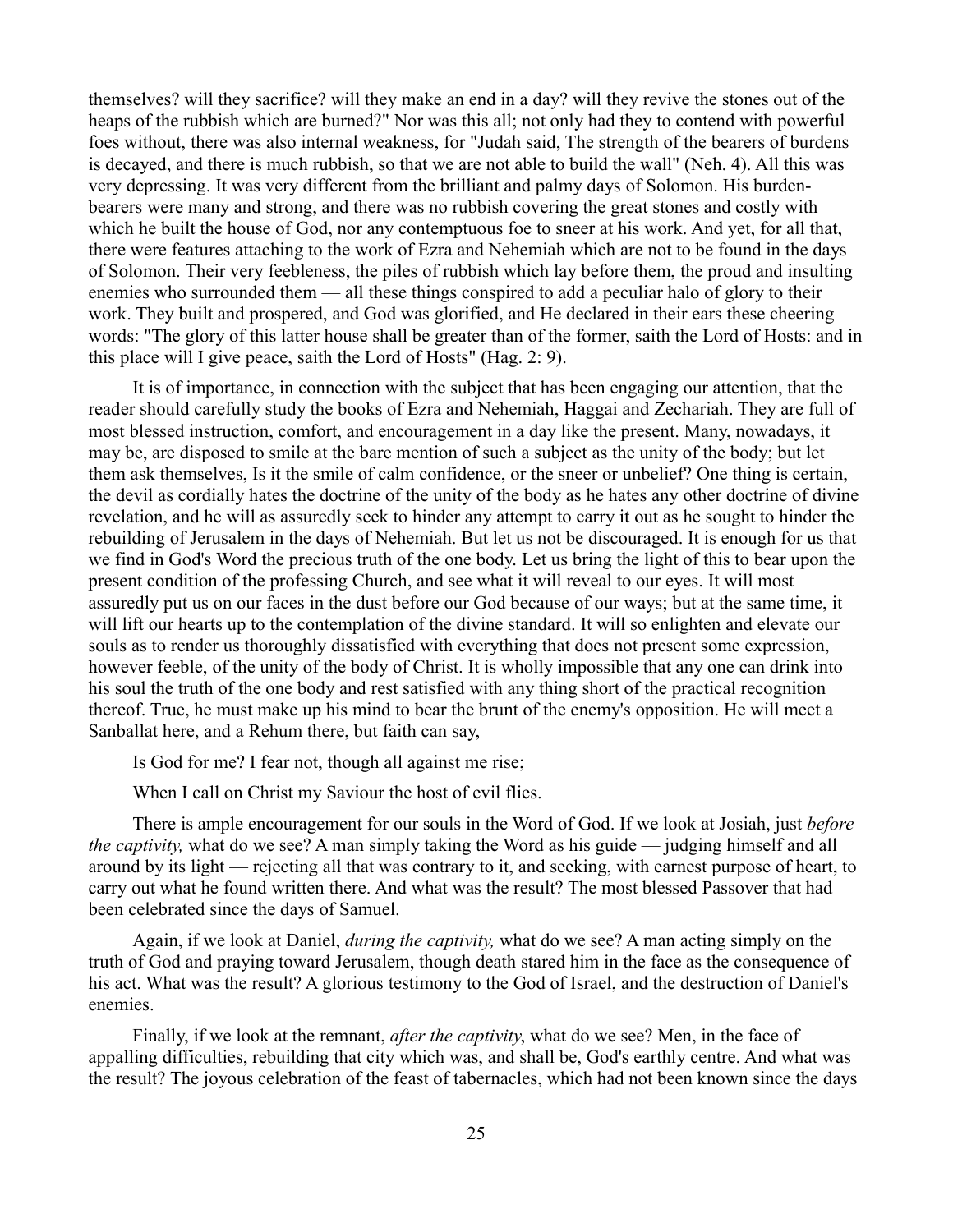themselves? will they sacrifice? will they make an end in a day? will they revive the stones out of the heaps of the rubbish which are burned?" Nor was this all; not only had they to contend with powerful foes without, there was also internal weakness, for "Judah said, The strength of the bearers of burdens is decayed, and there is much rubbish, so that we are not able to build the wall" (Neh. 4). All this was very depressing. It was very different from the brilliant and palmy days of Solomon. His burden-bearers were many and strong, and there was no rubbish covering the great stones and costly with which he built the house of God, nor any contemptuous foe to sneer at his work. And yet, for all that, there were features attaching to the work of Ezra and Nehemiah which are not to be found in the days of Solomon. Their very feebleness, the piles of rubbish which lay before them, the proud and insulting enemies who surrounded them — all these things conspired to add a peculiar halo of glory to their work. They built and prospered, and God was glorified, and He declared in their ears these cheering words: "The glory of this latter house shall be greater than of the former, saith the Lord of Hosts: and in this place will I give peace, saith the Lord of Hosts" (Hag. 2: 9).

It is of importance, in connection with the subject that has been engaging our attention, that the reader should carefully study the books of Ezra and Nehemiah, Haggai and Zechariah. They are full of most blessed instruction, comfort, and encouragement in a day like the present. Many, nowadays, it may be, are disposed to smile at the bare mention of such a subject as the unity of the body; but let them ask themselves, Is it the smile of calm confidence, or the sneer or unbelief? One thing is certain, the devil as cordially hates the doctrine of the unity of the body as he hates any other doctrine of divine revelation, and he will as assuredly seek to hinder any attempt to carry it out as he sought to hinder the rebuilding of Jerusalem in the days of Nehemiah. But let us not be discouraged. It is enough for us that we find in God's Word the precious truth of the one body. Let us bring the light of this to bear upon the present condition of the professing Church, and see what it will reveal to our eyes. It will most assuredly put us on our faces in the dust before our God because of our ways; but at the same time, it will lift our hearts up to the contemplation of the divine standard. It will so enlighten and elevate our souls as to render us thoroughly dissatisfied with everything that does not present some expression, however feeble, of the unity of the body of Christ. It is wholly impossible that any one can drink into his soul the truth of the one body and rest satisfied with any thing short of the practical recognition thereof. True, he must make up his mind to bear the brunt of the enemy's opposition. He will meet a Sanballat here, and a Rehum there, but faith can say,

Is God for me? I fear not, though all against me rise;

When I call on Christ my Saviour the host of evil flies.

There is ample encouragement for our souls in the Word of God. If we look at Josiah, just *before the captivity,* what do we see? A man simply taking the Word as his guide — judging himself and all around by its light — rejecting all that was contrary to it, and seeking, with earnest purpose of heart, to carry out what he found written there. And what was the result? The most blessed Passover that had been celebrated since the days of Samuel.

Again, if we look at Daniel, *during the captivity,* what do we see? A man acting simply on the truth of God and praying toward Jerusalem, though death stared him in the face as the consequence of his act. What was the result? A glorious testimony to the God of Israel, and the destruction of Daniel's enemies.

Finally, if we look at the remnant, *after the captivity*, what do we see? Men, in the face of appalling difficulties, rebuilding that city which was, and shall be, God's earthly centre. And what was the result? The joyous celebration of the feast of tabernacles, which had not been known since the days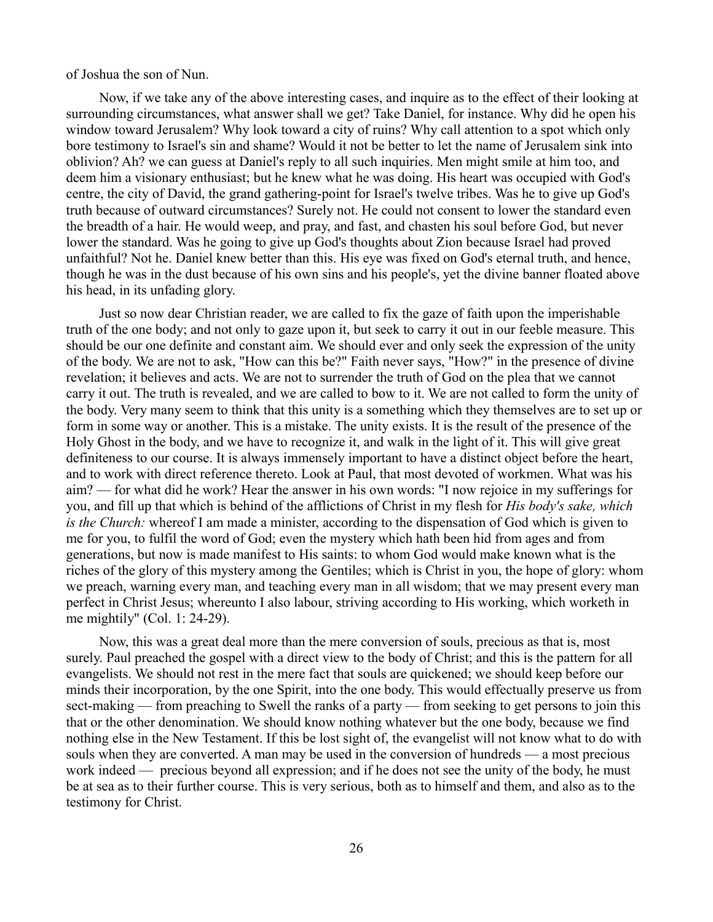of Joshua the son of Nun.

Now, if we take any of the above interesting cases, and inquire as to the effect of their looking at surrounding circumstances, what answer shall we get? Take Daniel, for instance. Why did he open his window toward Jerusalem? Why look toward a city of ruins? Why call attention to a spot which only bore testimony to Israel's sin and shame? Would it not be better to let the name of Jerusalem sink into oblivion? Ah? we can guess at Daniel's reply to all such inquiries. Men might smile at him too, and deem him a visionary enthusiast; but he knew what he was doing. His heart was occupied with God's centre, the city of David, the grand gathering-point for Israel's twelve tribes. Was he to give up God's truth because of outward circumstances? Surely not. He could not consent to lower the standard even the breadth of a hair. He would weep, and pray, and fast, and chasten his soul before God, but never lower the standard. Was he going to give up God's thoughts about Zion because Israel had proved unfaithful? Not he. Daniel knew better than this. His eye was fixed on God's eternal truth, and hence, though he was in the dust because of his own sins and his people's, yet the divine banner floated above his head, in its unfading glory.

Just so now dear Christian reader, we are called to fix the gaze of faith upon the imperishable truth of the one body; and not only to gaze upon it, but seek to carry it out in our feeble measure. This should be our one definite and constant aim. We should ever and only seek the expression of the unity of the body. We are not to ask, "How can this be?" Faith never says, "How?" in the presence of divine revelation; it believes and acts. We are not to surrender the truth of God on the plea that we cannot carry it out. The truth is revealed, and we are called to bow to it. We are not called to form the unity of the body. Very many seem to think that this unity is a something which they themselves are to set up or form in some way or another. This is a mistake. The unity exists. It is the result of the presence of the Holy Ghost in the body, and we have to recognize it, and walk in the light of it. This will give great definiteness to our course. It is always immensely important to have a distinct object before the heart, and to work with direct reference thereto. Look at Paul, that most devoted of workmen. What was his aim? — for what did he work? Hear the answer in his own words: "I now rejoice in my sufferings for you, and fill up that which is behind of the afflictions of Christ in my flesh for *His body's sake, which is the Church:* whereof I am made a minister, according to the dispensation of God which is given to me for you, to fulfil the word of God; even the mystery which hath been hid from ages and from generations, but now is made manifest to His saints: to whom God would make known what is the riches of the glory of this mystery among the Gentiles; which is Christ in you, the hope of glory: whom we preach, warning every man, and teaching every man in all wisdom; that we may present every man perfect in Christ Jesus; whereunto I also labour, striving according to His working, which worketh in me mightily" (Col. 1: 24-29).

Now, this was a great deal more than the mere conversion of souls, precious as that is, most surely. Paul preached the gospel with a direct view to the body of Christ; and this is the pattern for all evangelists. We should not rest in the mere fact that souls are quickened; we should keep before our minds their incorporation, by the one Spirit, into the one body. This would effectually preserve us from sect-making — from preaching to Swell the ranks of a party — from seeking to get persons to join this that or the other denomination. We should know nothing whatever but the one body, because we find nothing else in the New Testament. If this be lost sight of, the evangelist will not know what to do with souls when they are converted. A man may be used in the conversion of hundreds — a most precious work indeed — precious beyond all expression; and if he does not see the unity of the body, he must be at sea as to their further course. This is very serious, both as to himself and them, and also as to the testimony for Christ.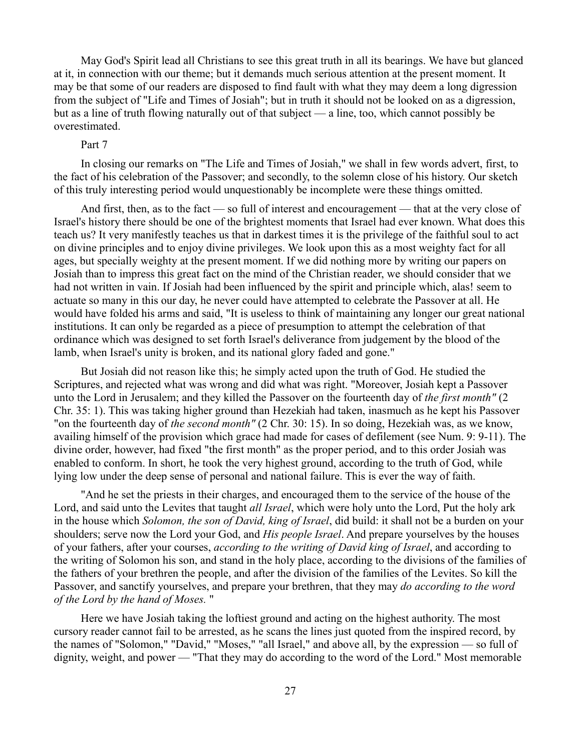May God's Spirit lead all Christians to see this great truth in all its bearings. We have but glanced at it, in connection with our theme; but it demands much serious attention at the present moment. It may be that some of our readers are disposed to find fault with what they may deem a long digression from the subject of "Life and Times of Josiah"; but in truth it should not be looked on as a digression, but as a line of truth flowing naturally out of that subject — a line, too, which cannot possibly be overestimated.

## Part 7

In closing our remarks on "The Life and Times of Josiah," we shall in few words advert, first, to the fact of his celebration of the Passover; and secondly, to the solemn close of his history. Our sketch of this truly interesting period would unquestionably be incomplete were these things omitted.

And first, then, as to the fact — so full of interest and encouragement — that at the very close of Israel's history there should be one of the brightest moments that Israel had ever known. What does this teach us? It very manifestly teaches us that in darkest times it is the privilege of the faithful soul to act on divine principles and to enjoy divine privileges. We look upon this as a most weighty fact for all ages, but specially weighty at the present moment. If we did nothing more by writing our papers on Josiah than to impress this great fact on the mind of the Christian reader, we should consider that we had not written in vain. If Josiah had been influenced by the spirit and principle which, alas! seem to actuate so many in this our day, he never could have attempted to celebrate the Passover at all. He would have folded his arms and said, "It is useless to think of maintaining any longer our great national institutions. It can only be regarded as a piece of presumption to attempt the celebration of that ordinance which was designed to set forth Israel's deliverance from judgement by the blood of the lamb, when Israel's unity is broken, and its national glory faded and gone."

But Josiah did not reason like this; he simply acted upon the truth of God. He studied the Scriptures, and rejected what was wrong and did what was right. "Moreover, Josiah kept a Passover unto the Lord in Jerusalem; and they killed the Passover on the fourteenth day of *the first month"* (2 Chr. 35: 1). This was taking higher ground than Hezekiah had taken, inasmuch as he kept his Passover "on the fourteenth day of *the second month"* (2 Chr. 30: 15). In so doing, Hezekiah was, as we know, availing himself of the provision which grace had made for cases of defilement (see Num. 9: 9-11). The divine order, however, had fixed "the first month" as the proper period, and to this order Josiah was enabled to conform. In short, he took the very highest ground, according to the truth of God, while lying low under the deep sense of personal and national failure. This is ever the way of faith.

"And he set the priests in their charges, and encouraged them to the service of the house of the Lord, and said unto the Levites that taught *all Israel*, which were holy unto the Lord, Put the holy ark in the house which *Solomon, the son of David, king of Israel*, did build: it shall not be a burden on your shoulders; serve now the Lord your God, and *His people Israel*. And prepare yourselves by the houses of your fathers, after your courses, *according to the writing of David king of Israel*, and according to the writing of Solomon his son, and stand in the holy place, according to the divisions of the families of the fathers of your brethren the people, and after the division of the families of the Levites. So kill the Passover, and sanctify yourselves, and prepare your brethren, that they may *do according to the word of the Lord by the hand of Moses.* "

Here we have Josiah taking the loftiest ground and acting on the highest authority. The most cursory reader cannot fail to be arrested, as he scans the lines just quoted from the inspired record, by the names of "Solomon," "David," "Moses," "all Israel," and above all, by the expression — so full of dignity, weight, and power — "That they may do according to the word of the Lord." Most memorable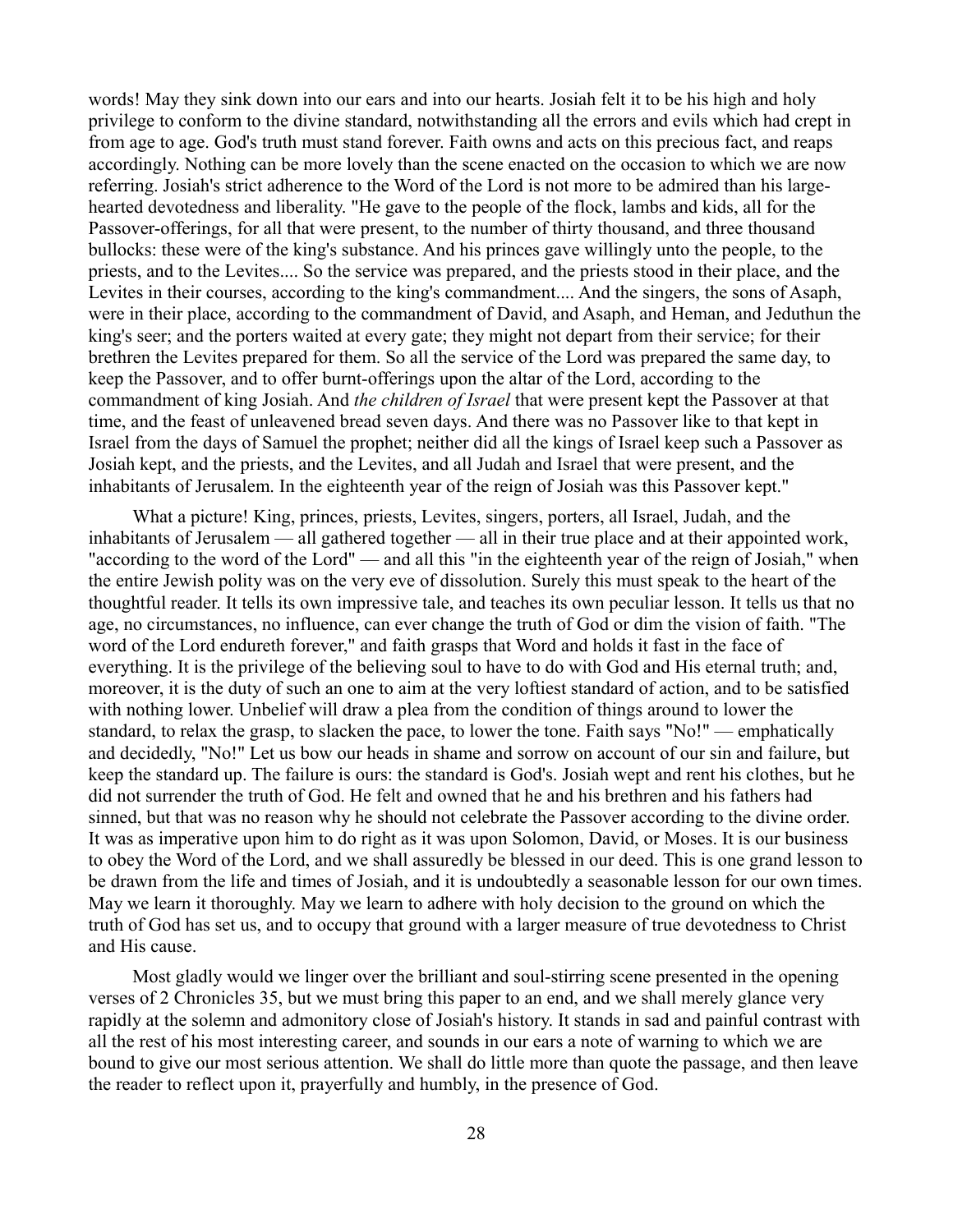words! May they sink down into our ears and into our hearts. Josiah felt it to be his high and holy privilege to conform to the divine standard, notwithstanding all the errors and evils which had crept in from age to age. God's truth must stand forever. Faith owns and acts on this precious fact, and reaps accordingly. Nothing can be more lovely than the scene enacted on the occasion to which we are now referring. Josiah's strict adherence to the Word of the Lord is not more to be admired than his large-hearted devotedness and liberality. "He gave to the people of the flock, lambs and kids, all for the Passover-offerings, for all that were present, to the number of thirty thousand, and three thousand bullocks: these were of the king's substance. And his princes gave willingly unto the people, to the priests, and to the Levites.... So the service was prepared, and the priests stood in their place, and the Levites in their courses, according to the king's commandment.... And the singers, the sons of Asaph, were in their place, according to the commandment of David, and Asaph, and Heman, and Jeduthun the king's seer; and the porters waited at every gate; they might not depart from their service; for their brethren the Levites prepared for them. So all the service of the Lord was prepared the same day, to keep the Passover, and to offer burnt-offerings upon the altar of the Lord, according to the commandment of king Josiah. And *the children of Israel* that were present kept the Passover at that time, and the feast of unleavened bread seven days. And there was no Passover like to that kept in Israel from the days of Samuel the prophet; neither did all the kings of Israel keep such a Passover as Josiah kept, and the priests, and the Levites, and all Judah and Israel that were present, and the inhabitants of Jerusalem. In the eighteenth year of the reign of Josiah was this Passover kept."

What a picture! King, princes, priests, Levites, singers, porters, all Israel, Judah, and the inhabitants of Jerusalem — all gathered together — all in their true place and at their appointed work, "according to the word of the Lord" — and all this "in the eighteenth year of the reign of Josiah," when the entire Jewish polity was on the very eve of dissolution. Surely this must speak to the heart of the thoughtful reader. It tells its own impressive tale, and teaches its own peculiar lesson. It tells us that no age, no circumstances, no influence, can ever change the truth of God or dim the vision of faith. "The word of the Lord endureth forever," and faith grasps that Word and holds it fast in the face of everything. It is the privilege of the believing soul to have to do with God and His eternal truth; and, moreover, it is the duty of such an one to aim at the very loftiest standard of action, and to be satisfied with nothing lower. Unbelief will draw a plea from the condition of things around to lower the standard, to relax the grasp, to slacken the pace, to lower the tone. Faith says "No!" — emphatically and decidedly, "No!" Let us bow our heads in shame and sorrow on account of our sin and failure, but keep the standard up. The failure is ours: the standard is God's. Josiah wept and rent his clothes, but he did not surrender the truth of God. He felt and owned that he and his brethren and his fathers had sinned, but that was no reason why he should not celebrate the Passover according to the divine order. It was as imperative upon him to do right as it was upon Solomon, David, or Moses. It is our business to obey the Word of the Lord, and we shall assuredly be blessed in our deed. This is one grand lesson to be drawn from the life and times of Josiah, and it is undoubtedly a seasonable lesson for our own times. May we learn it thoroughly. May we learn to adhere with holy decision to the ground on which the truth of God has set us, and to occupy that ground with a larger measure of true devotedness to Christ and His cause.

Most gladly would we linger over the brilliant and soul-stirring scene presented in the opening verses of 2 Chronicles 35, but we must bring this paper to an end, and we shall merely glance very rapidly at the solemn and admonitory close of Josiah's history. It stands in sad and painful contrast with all the rest of his most interesting career, and sounds in our ears a note of warning to which we are bound to give our most serious attention. We shall do little more than quote the passage, and then leave the reader to reflect upon it, prayerfully and humbly, in the presence of God.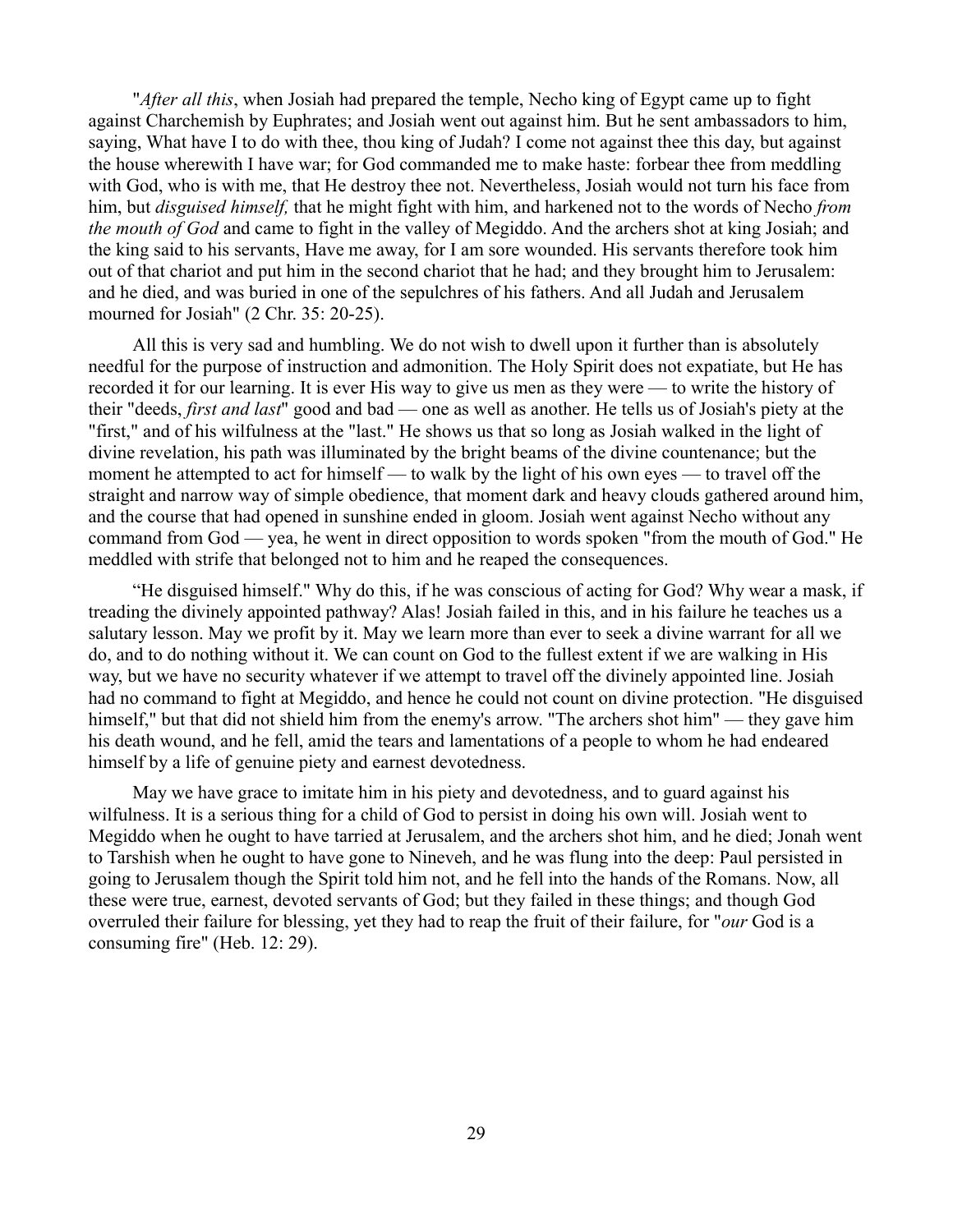"*After all this*, when Josiah had prepared the temple, Necho king of Egypt came up to fight against Charchemish by Euphrates; and Josiah went out against him. But he sent ambassadors to him, saying, What have I to do with thee, thou king of Judah? I come not against thee this day, but against the house wherewith I have war; for God commanded me to make haste: forbear thee from meddling with God, who is with me, that He destroy thee not. Nevertheless, Josiah would not turn his face from him, but *disguised himself,* that he might fight with him, and harkened not to the words of Necho *from the mouth of God* and came to fight in the valley of Megiddo. And the archers shot at king Josiah; and the king said to his servants, Have me away, for I am sore wounded. His servants therefore took him out of that chariot and put him in the second chariot that he had; and they brought him to Jerusalem: and he died, and was buried in one of the sepulchres of his fathers. And all Judah and Jerusalem mourned for Josiah" (2 Chr. 35: 20-25).

All this is very sad and humbling. We do not wish to dwell upon it further than is absolutely needful for the purpose of instruction and admonition. The Holy Spirit does not expatiate, but He has recorded it for our learning. It is ever His way to give us men as they were — to write the history of their "deeds, *first and last*" good and bad — one as well as another. He tells us of Josiah's piety at the "first," and of his wilfulness at the "last." He shows us that so long as Josiah walked in the light of divine revelation, his path was illuminated by the bright beams of the divine countenance; but the moment he attempted to act for himself — to walk by the light of his own eyes — to travel off the straight and narrow way of simple obedience, that moment dark and heavy clouds gathered around him, and the course that had opened in sunshine ended in gloom. Josiah went against Necho without any command from God — yea, he went in direct opposition to words spoken "from the mouth of God." He meddled with strife that belonged not to him and he reaped the consequences.

"He disguised himself." Why do this, if he was conscious of acting for God? Why wear a mask, if treading the divinely appointed pathway? Alas! Josiah failed in this, and in his failure he teaches us a salutary lesson. May we profit by it. May we learn more than ever to seek a divine warrant for all we do, and to do nothing without it. We can count on God to the fullest extent if we are walking in His way, but we have no security whatever if we attempt to travel off the divinely appointed line. Josiah had no command to fight at Megiddo, and hence he could not count on divine protection. "He disguised himself," but that did not shield him from the enemy's arrow. "The archers shot him" — they gave him his death wound, and he fell, amid the tears and lamentations of a people to whom he had endeared himself by a life of genuine piety and earnest devotedness.

May we have grace to imitate him in his piety and devotedness, and to guard against his wilfulness. It is a serious thing for a child of God to persist in doing his own will. Josiah went to Megiddo when he ought to have tarried at Jerusalem, and the archers shot him, and he died; Jonah went to Tarshish when he ought to have gone to Nineveh, and he was flung into the deep: Paul persisted in going to Jerusalem though the Spirit told him not, and he fell into the hands of the Romans. Now, all these were true, earnest, devoted servants of God; but they failed in these things; and though God overruled their failure for blessing, yet they had to reap the fruit of their failure, for "*our* God is a consuming fire" (Heb. 12: 29).